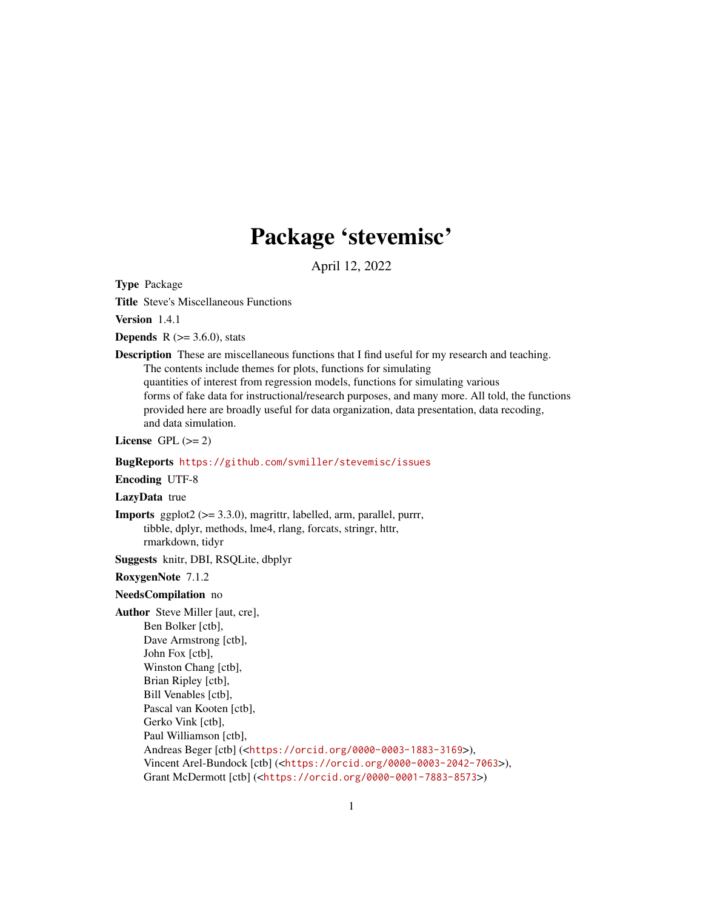# Package 'stevemisc'

April 12, 2022

**Type** Package

**Title** Steve's Miscellaneous Functions

**Version** 1.4.1

**Depends** R (>= 3.6.0), stats

**Description** These are miscellaneous functions that I find useful for my research and teaching. The contents include themes for plots, functions for simulating quantities of interest from regression models, functions for simulating various forms of fake data for instructional/research purposes, and many more. All told, the functions provided here are broadly useful for data organization, data presentation, data recoding, and data simulation.

**License** GPL (>= 2)

**BugReports** https://github.com/svmiller/stevemisc/issues

**Encoding** UTF-8

**LazyData** true

**Imports** ggplot2 (>= 3.3.0), magrittr, labelled, arm, parallel, purrr, tibble, dplyr, methods, lme4, rlang, forcats, stringr, httr, rmarkdown, tidyr

**Suggests** knitr, DBI, RSQLite, dbplyr

**RoxygenNote** 7.1.2

**NeedsCompilation** no

**Author** Steve Miller [aut, cre],
Ben Bolker [ctb],
Dave Armstrong [ctb],
John Fox [ctb],
Winston Chang [ctb],
Brian Ripley [ctb],
Bill Venables [ctb],
Pascal van Kooten [ctb],
Gerko Vink [ctb],
Paul Williamson [ctb],
Andreas Beger [ctb] (<https://orcid.org/0000-0003-1883-3169>),
Vincent Arel-Bundock [ctb] (<https://orcid.org/0000-0003-2042-7063>),
Grant McDermott [ctb] (<https://orcid.org/0000-0001-7883-8573>)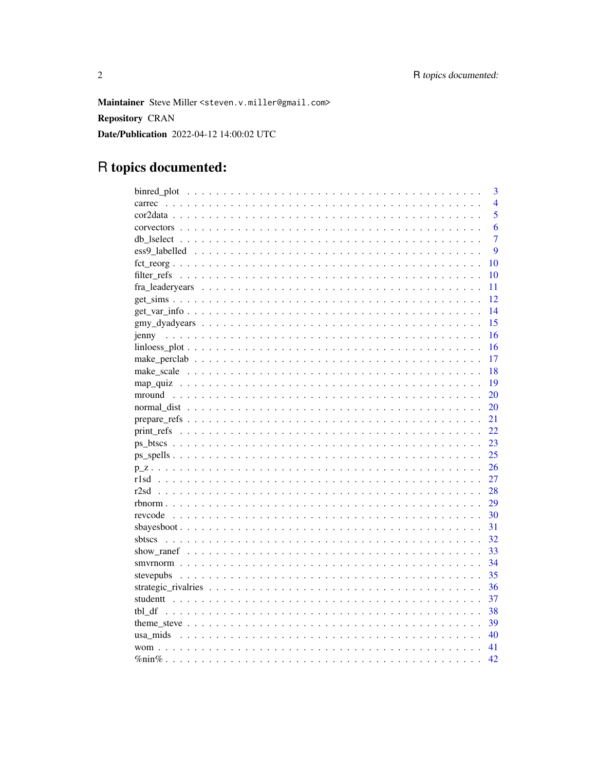**Maintainer** Steve Miller <steven.v.miller@gmail.com>

**Repository** CRAN

**Date/Publication** 2022-04-12 14:00:02 UTC

# R topics documented:

| | |
|---|---|
| binred_plot | 3 |
| carrec | 4 |
| cor2data | 5 |
| corvectors | 6 |
| db_lselect | 7 |
| ess9_labelled | 9 |
| fct_reorg | 10 |
| filter_refs | 10 |
| fra_leaderyears | 11 |
| get_sims | 12 |
| get_var_info | 14 |
| gmy_dyadyears | 15 |
| jenny | 16 |
| linloess_plot | 16 |
| make_perclab | 17 |
| make_scale | 18 |
| map_quiz | 19 |
| mround | 20 |
| normal_dist | 20 |
| prepare_refs | 21 |
| print_refs | 22 |
| ps_btscs | 23 |
| ps_spells | 25 |
| p_z | 26 |
| r1sd | 27 |
| r2sd | 28 |
| rbnorm | 29 |
| revcode | 30 |
| sbayesboot | 31 |
| sbtscs | 32 |
| show_ranef | 33 |
| smvrnorm | 34 |
| stevepubs | 35 |
| strategic_rivalries | 36 |
| studentt | 37 |
| tbl_df | 38 |
| theme_steve | 39 |
| usa_mids | 40 |
| wom | 41 |
| %nin% | 42 |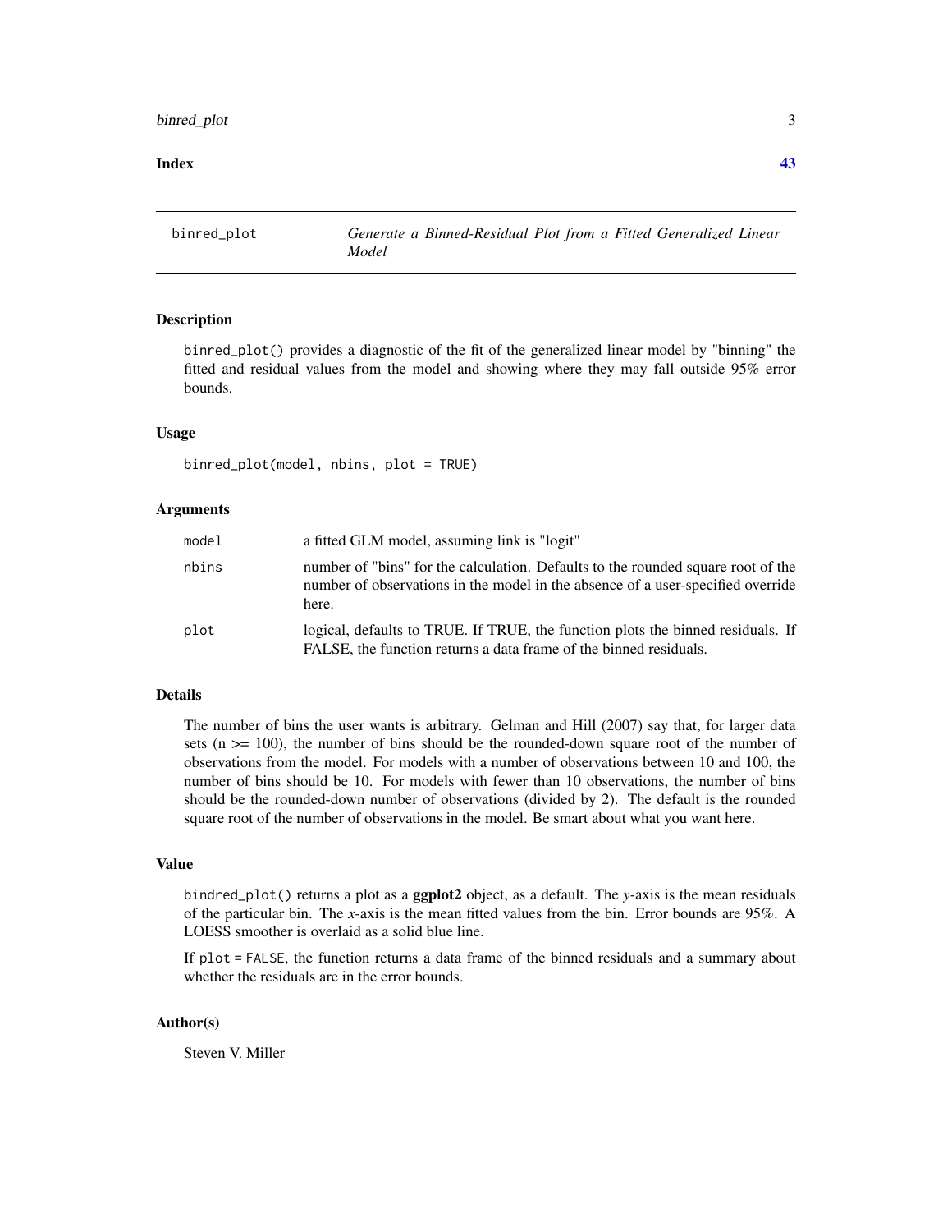## binred_plot — *Generate a Binned-Residual Plot from a Fitted Generalized Linear Model*

### Description

binred_plot() provides a diagnostic of the fit of the generalized linear model by "binning" the fitted and residual values from the model and showing where they may fall outside 95% error bounds.

### Usage

```
binred_plot(model, nbins, plot = TRUE)
```

### Arguments

| | |
|---|---|
| model | a fitted GLM model, assuming link is "logit" |
| nbins | number of "bins" for the calculation. Defaults to the rounded square root of the number of observations in the model in the absence of a user-specified override here. |
| plot | logical, defaults to TRUE. If TRUE, the function plots the binned residuals. If FALSE, the function returns a data frame of the binned residuals. |

### Details

The number of bins the user wants is arbitrary. Gelman and Hill (2007) say that, for larger data sets (n >= 100), the number of bins should be the rounded-down square root of the number of observations from the model. For models with a number of observations between 10 and 100, the number of bins should be 10. For models with fewer than 10 observations, the number of bins should be the rounded-down number of observations (divided by 2). The default is the rounded square root of the number of observations in the model. Be smart about what you want here.

### Value

bindred_plot() returns a plot as a **ggplot2** object, as a default. The *y*-axis is the mean residuals of the particular bin. The *x*-axis is the mean fitted values from the bin. Error bounds are 95%. A LOESS smoother is overlaid as a solid blue line.

If plot = FALSE, the function returns a data frame of the binned residuals and a summary about whether the residuals are in the error bounds.

### Author(s)

Steven V. Miller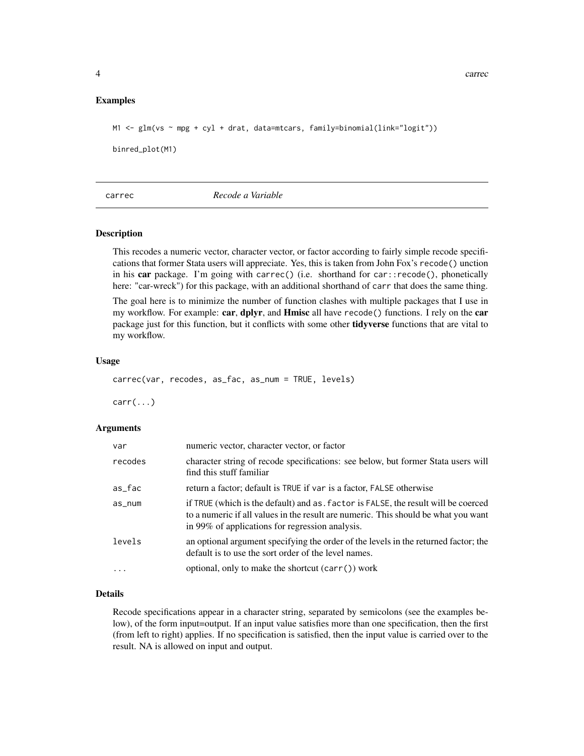### Examples

```
M1 <- glm(vs ~ mpg + cyl + drat, data=mtcars, family=binomial(link="logit"))

binred_plot(M1)
```

## carrec — *Recode a Variable*

### Description

This recodes a numeric vector, character vector, or factor according to fairly simple recode specifications that former Stata users will appreciate. Yes, this is taken from John Fox's `recode()` unction in his **car** package. I'm going with `carrec()` (i.e. shorthand for `car::recode()`, phonetically here: "car-wreck") for this package, with an additional shorthand of `carr` that does the same thing.

The goal here is to minimize the number of function clashes with multiple packages that I use in my workflow. For example: **car**, **dplyr**, and **Hmisc** all have `recode()` functions. I rely on the **car** package just for this function, but it conflicts with some other **tidyverse** functions that are vital to my workflow.

### Usage

```
carrec(var, recodes, as_fac, as_num = TRUE, levels)

carr(...)
```

### Arguments

| | |
|---|---|
| `var` | numeric vector, character vector, or factor |
| `recodes` | character string of recode specifications: see below, but former Stata users will find this stuff familiar |
| `as_fac` | return a factor; default is `TRUE` if `var` is a factor, `FALSE` otherwise |
| `as_num` | if `TRUE` (which is the default) and `as.factor` is `FALSE`, the result will be coerced to a numeric if all values in the result are numeric. This should be what you want in 99% of applications for regression analysis. |
| `levels` | an optional argument specifying the order of the levels in the returned factor; the default is to use the sort order of the level names. |
| `...` | optional, only to make the shortcut (`carr()`) work |

### Details

Recode specifications appear in a character string, separated by semicolons (see the examples below), of the form input=output. If an input value satisfies more than one specification, then the first (from left to right) applies. If no specification is satisfied, then the input value is carried over to the result. NA is allowed on input and output.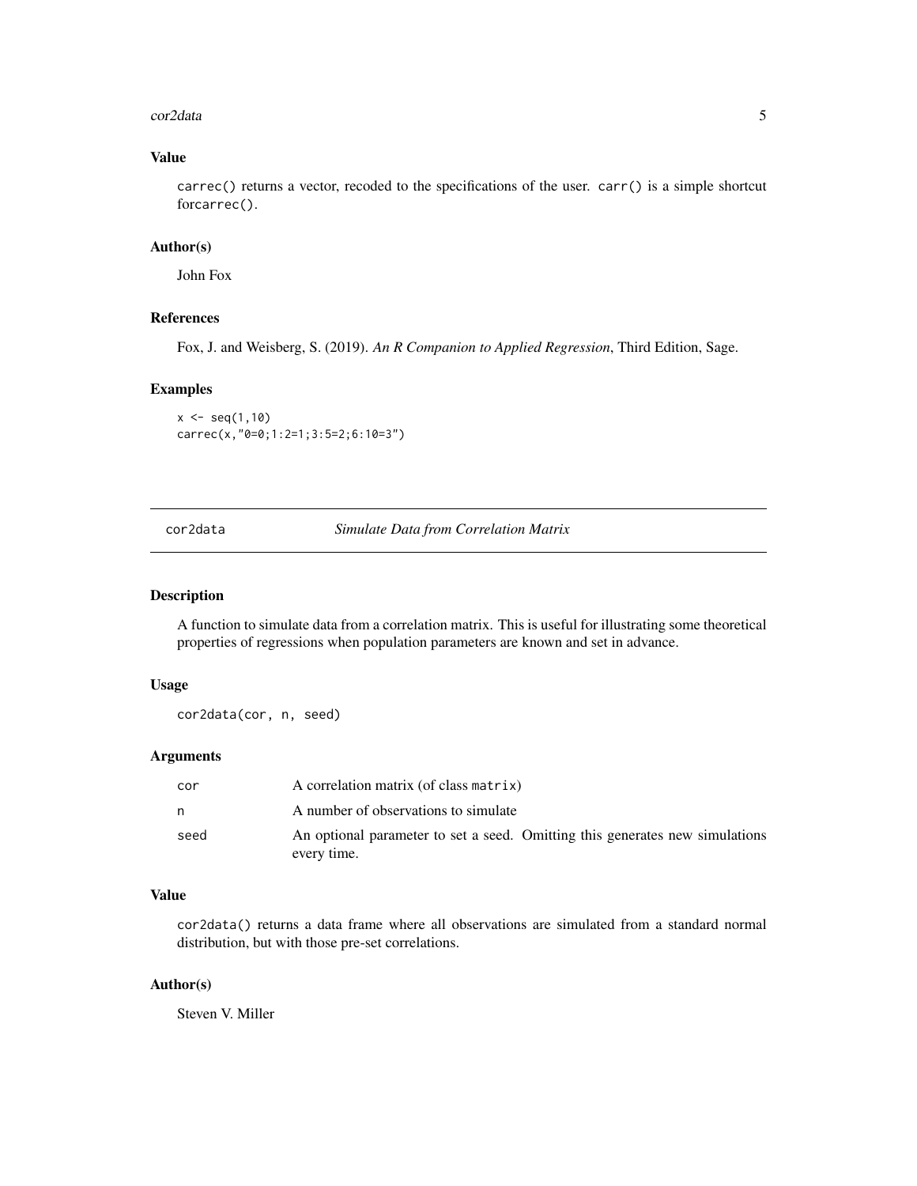### Value

carrec() returns a vector, recoded to the specifications of the user. carr() is a simple shortcut forcarrec().

### Author(s)

John Fox

### References

Fox, J. and Weisberg, S. (2019). *An R Companion to Applied Regression*, Third Edition, Sage.

### Examples

```
x <- seq(1,10)
carrec(x,"0=0;1:2=1;3:5=2;6:10=3")
```

---

## cor2data — *Simulate Data from Correlation Matrix*

---

### Description

A function to simulate data from a correlation matrix. This is useful for illustrating some theoretical properties of regressions when population parameters are known and set in advance.

### Usage

```
cor2data(cor, n, seed)
```

### Arguments

| | |
|---|---|
| cor | A correlation matrix (of class matrix) |
| n | A number of observations to simulate |
| seed | An optional parameter to set a seed. Omitting this generates new simulations every time. |

### Value

cor2data() returns a data frame where all observations are simulated from a standard normal distribution, but with those pre-set correlations.

### Author(s)

Steven V. Miller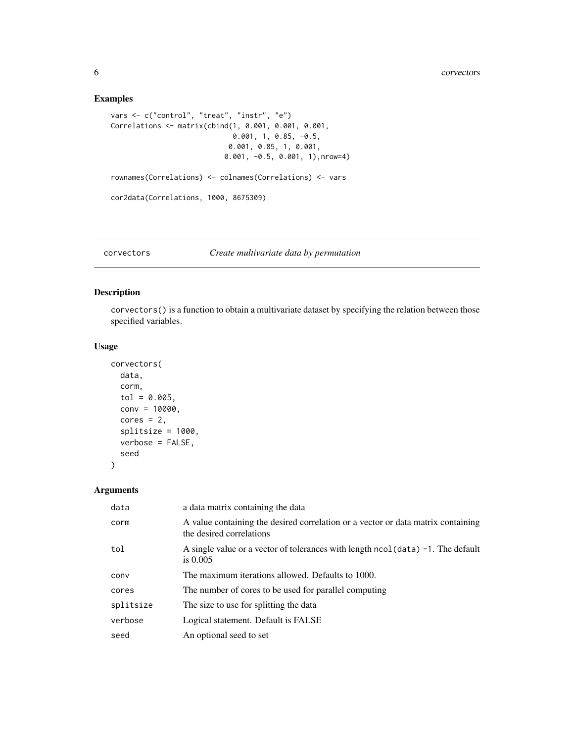## Examples

```
vars <- c("control", "treat", "instr", "e")
Correlations <- matrix(cbind(1, 0.001, 0.001, 0.001,
                             0.001, 1, 0.85, -0.5,
                            0.001, 0.85, 1, 0.001,
                           0.001, -0.5, 0.001, 1),nrow=4)

rownames(Correlations) <- colnames(Correlations) <- vars

cor2data(Correlations, 1000, 8675309)
```

---

corvectors &emsp; *Create multivariate data by permutation*

---

## Description

corvectors() is a function to obtain a multivariate dataset by specifying the relation between those specified variables.

## Usage

```
corvectors(
  data,
  corm,
  tol = 0.005,
  conv = 10000,
  cores = 2,
  splitsize = 1000,
  verbose = FALSE,
  seed
)
```

## Arguments

| | |
|---|---|
| data | a data matrix containing the data |
| corm | A value containing the desired correlation or a vector or data matrix containing the desired correlations |
| tol | A single value or a vector of tolerances with length ncol(data) -1. The default is 0.005 |
| conv | The maximum iterations allowed. Defaults to 1000. |
| cores | The number of cores to be used for parallel computing |
| splitsize | The size to use for splitting the data |
| verbose | Logical statement. Default is FALSE |
| seed | An optional seed to set |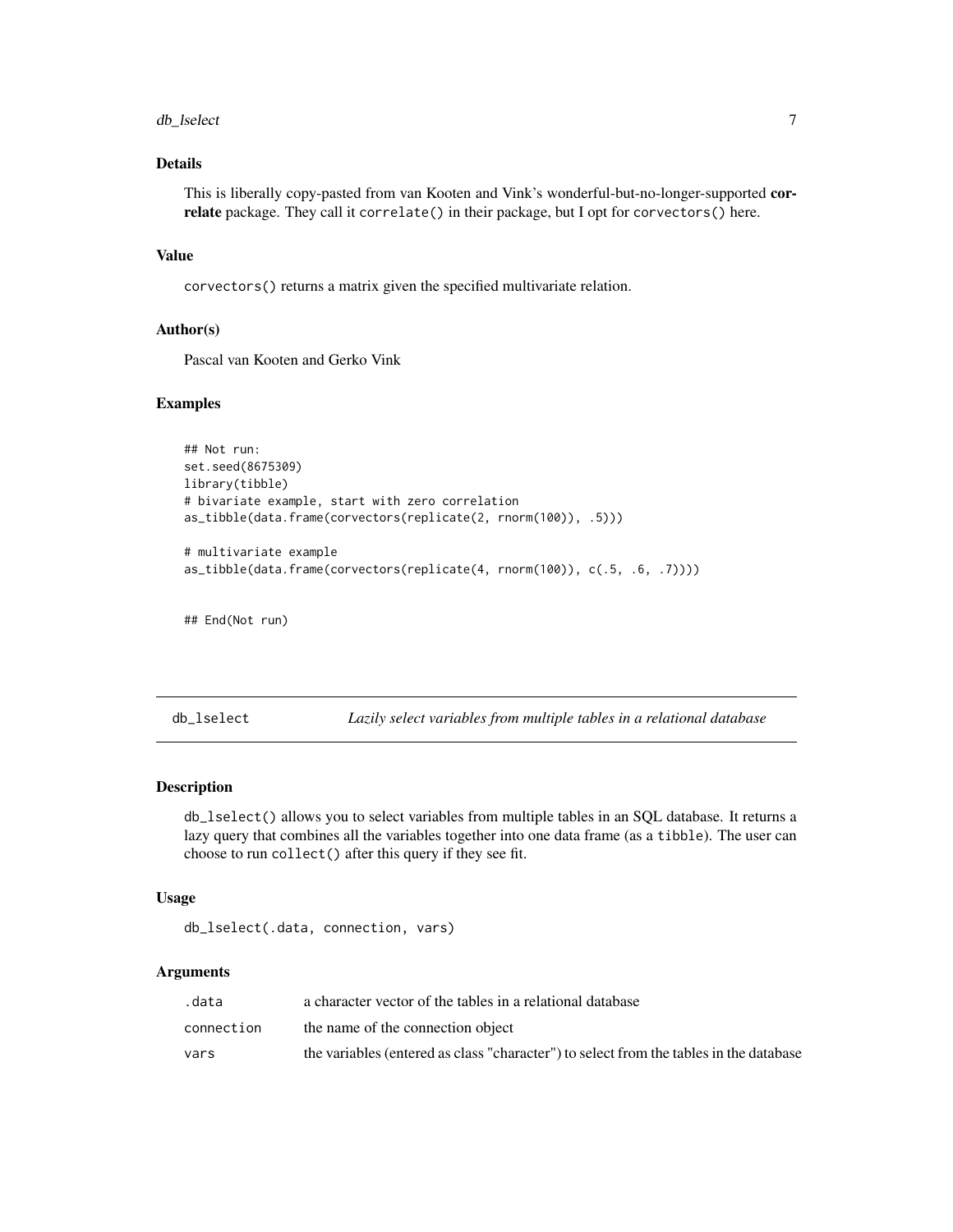### Details

This is liberally copy-pasted from van Kooten and Vink's wonderful-but-no-longer-supported **correlate** package. They call it `correlate()` in their package, but I opt for `corvectors()` here.

### Value

`corvectors()` returns a matrix given the specified multivariate relation.

### Author(s)

Pascal van Kooten and Gerko Vink

### Examples

```
## Not run:
set.seed(8675309)
library(tibble)
# bivariate example, start with zero correlation
as_tibble(data.frame(corvectors(replicate(2, rnorm(100)), .5)))

# multivariate example
as_tibble(data.frame(corvectors(replicate(4, rnorm(100)), c(.5, .6, .7))))


## End(Not run)
```

---

## db_lselect — *Lazily select variables from multiple tables in a relational database*

### Description

`db_lselect()` allows you to select variables from multiple tables in an SQL database. It returns a lazy query that combines all the variables together into one data frame (as a `tibble`). The user can choose to run `collect()` after this query if they see fit.

### Usage

```
db_lselect(.data, connection, vars)
```

### Arguments

| | |
|---|---|
| `.data` | a character vector of the tables in a relational database |
| `connection` | the name of the connection object |
| `vars` | the variables (entered as class "character") to select from the tables in the database |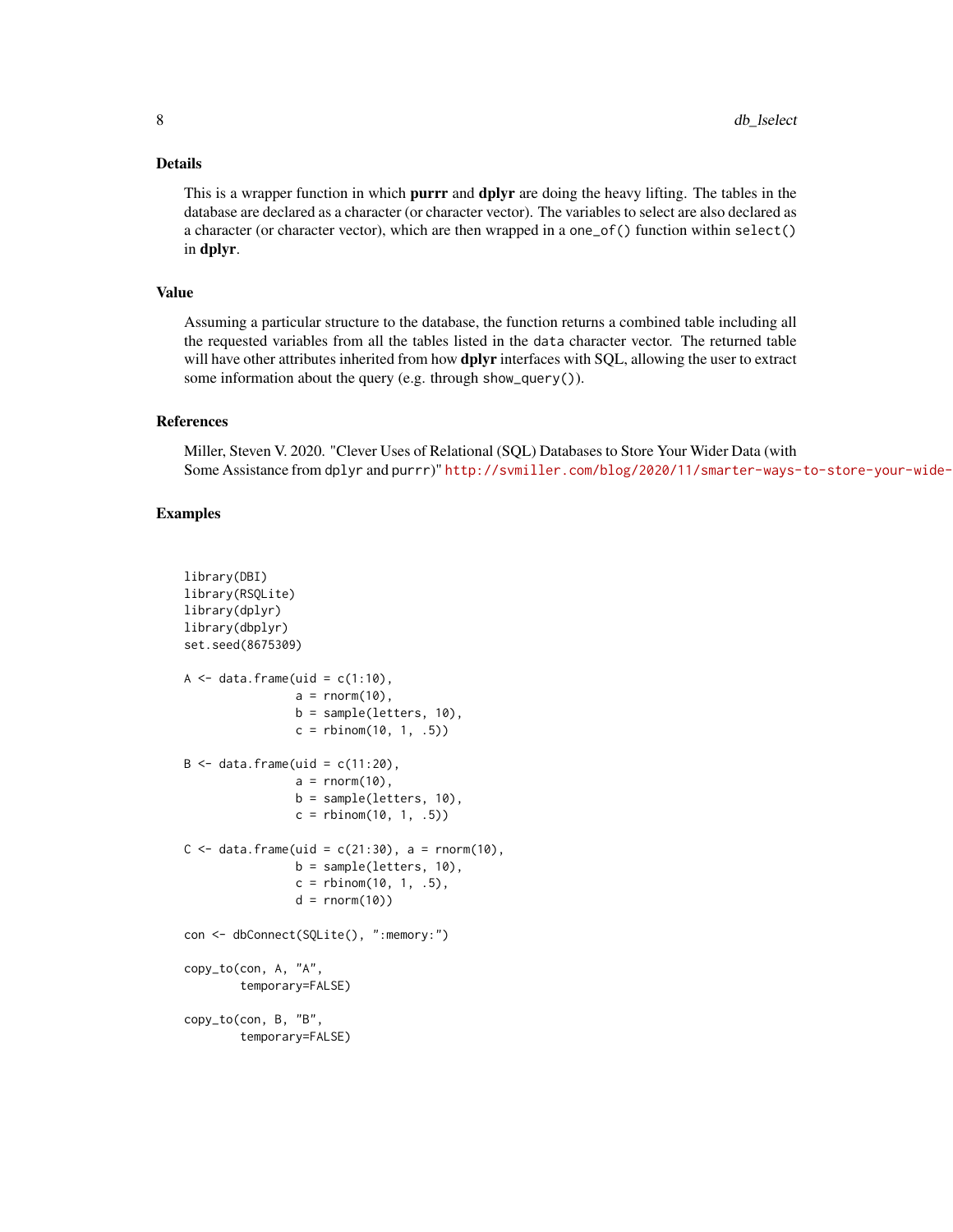## Details

This is a wrapper function in which **purrr** and **dplyr** are doing the heavy lifting. The tables in the database are declared as a character (or character vector). The variables to select are also declared as a character (or character vector), which are then wrapped in a `one_of()` function within `select()` in **dplyr**.

## Value

Assuming a particular structure to the database, the function returns a combined table including all the requested variables from all the tables listed in the `data` character vector. The returned table will have other attributes inherited from how **dplyr** interfaces with SQL, allowing the user to extract some information about the query (e.g. through `show_query()`).

## References

Miller, Steven V. 2020. "Clever Uses of Relational (SQL) Databases to Store Your Wider Data (with Some Assistance from `dplyr` and `purrr`)" http://svmiller.com/blog/2020/11/smarter-ways-to-store-your-wide-

## Examples

```
library(DBI)
library(RSQLite)
library(dplyr)
library(dbplyr)
set.seed(8675309)

A <- data.frame(uid = c(1:10),
                a = rnorm(10),
                b = sample(letters, 10),
                c = rbinom(10, 1, .5))

B <- data.frame(uid = c(11:20),
                a = rnorm(10),
                b = sample(letters, 10),
                c = rbinom(10, 1, .5))

C <- data.frame(uid = c(21:30), a = rnorm(10),
                b = sample(letters, 10),
                c = rbinom(10, 1, .5),
                d = rnorm(10))

con <- dbConnect(SQLite(), ":memory:")

copy_to(con, A, "A",
        temporary=FALSE)

copy_to(con, B, "B",
        temporary=FALSE)
```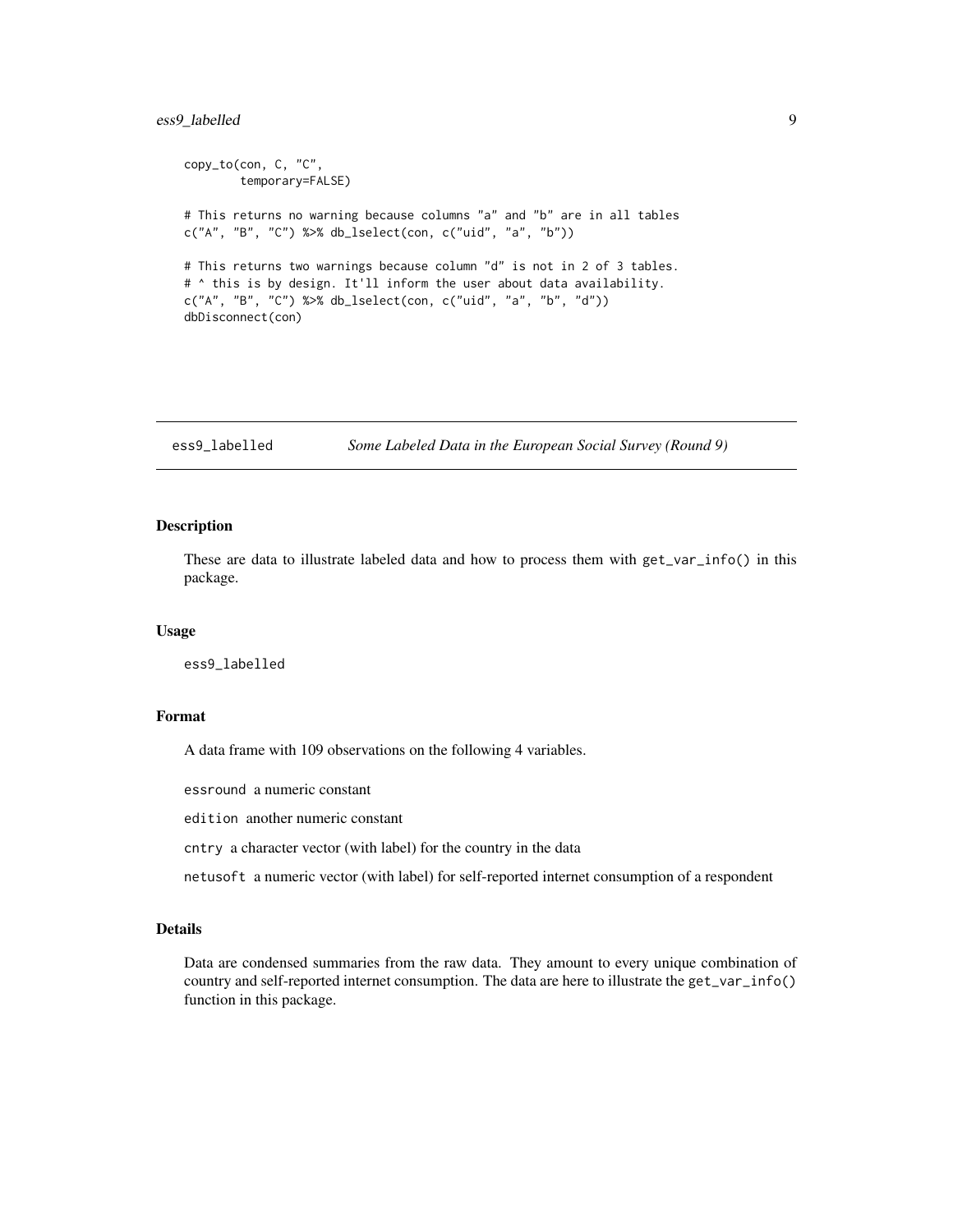```
copy_to(con, C, "C",
        temporary=FALSE)

# This returns no warning because columns "a" and "b" are in all tables
c("A", "B", "C") %>% db_lselect(con, c("uid", "a", "b"))

# This returns two warnings because column "d" is not in 2 of 3 tables.
# ^ this is by design. It'll inform the user about data availability.
c("A", "B", "C") %>% db_lselect(con, c("uid", "a", "b", "d"))
dbDisconnect(con)
```

---

## ess9_labelled — *Some Labeled Data in the European Social Survey (Round 9)*

---

### Description

These are data to illustrate labeled data and how to process them with `get_var_info()` in this package.

### Usage

```
ess9_labelled
```

### Format

A data frame with 109 observations on the following 4 variables.

`essround` a numeric constant

`edition` another numeric constant

`cntry` a character vector (with label) for the country in the data

`netusoft` a numeric vector (with label) for self-reported internet consumption of a respondent

### Details

Data are condensed summaries from the raw data. They amount to every unique combination of country and self-reported internet consumption. The data are here to illustrate the `get_var_info()` function in this package.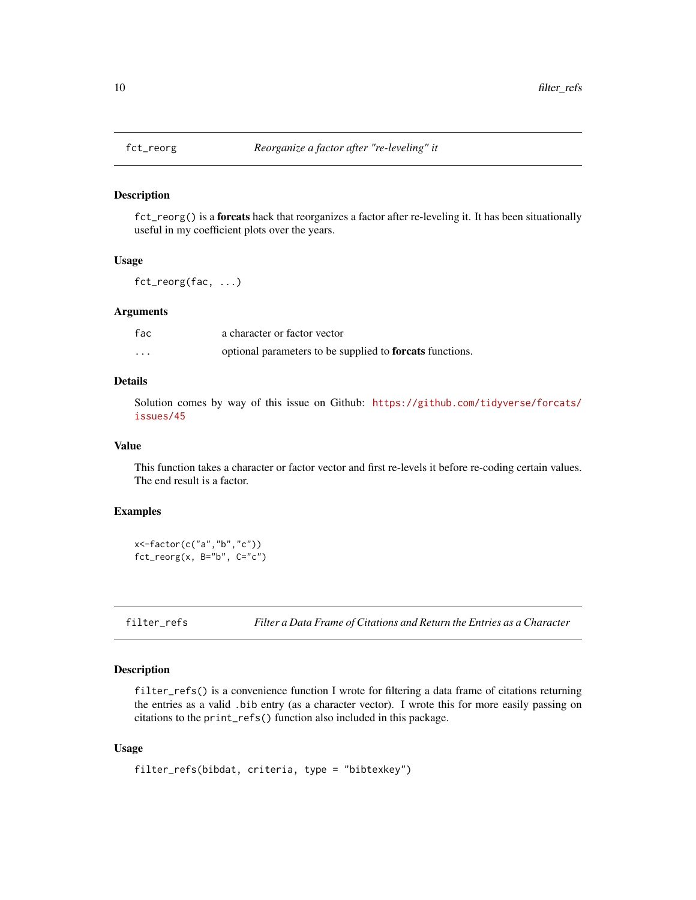## fct_reorg — *Reorganize a factor after "re-leveling" it*

### Description

`fct_reorg()` is a **forcats** hack that reorganizes a factor after re-leveling it. It has been situationally useful in my coefficient plots over the years.

### Usage

```
fct_reorg(fac, ...)
```

### Arguments

| | |
|---|---|
| `fac` | a character or factor vector |
| `...` | optional parameters to be supplied to **forcats** functions. |

### Details

Solution comes by way of this issue on Github: https://github.com/tidyverse/forcats/issues/45

### Value

This function takes a character or factor vector and first re-levels it before re-coding certain values. The end result is a factor.

### Examples

```
x<-factor(c("a","b","c"))
fct_reorg(x, B="b", C="c")
```

## filter_refs — *Filter a Data Frame of Citations and Return the Entries as a Character*

### Description

`filter_refs()` is a convenience function I wrote for filtering a data frame of citations returning the entries as a valid `.bib` entry (as a character vector). I wrote this for more easily passing on citations to the `print_refs()` function also included in this package.

### Usage

```
filter_refs(bibdat, criteria, type = "bibtexkey")
```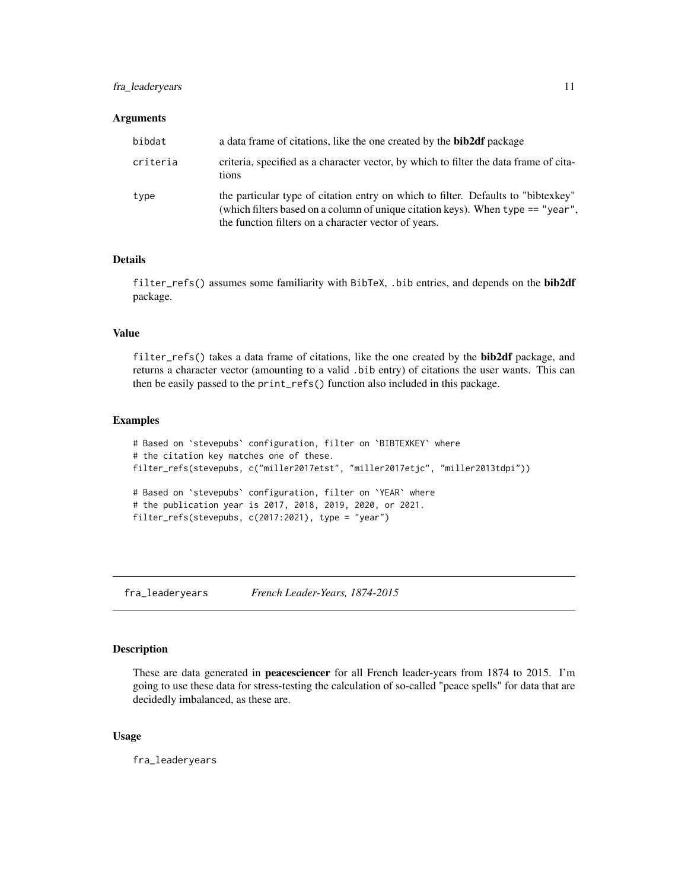### Arguments

| | |
|---|---|
| bibdat | a data frame of citations, like the one created by the **bib2df** package |
| criteria | criteria, specified as a character vector, by which to filter the data frame of citations |
| type | the particular type of citation entry on which to filter. Defaults to "bibtexkey" (which filters based on a column of unique citation keys). When `type == "year"`, the function filters on a character vector of years. |

### Details

`filter_refs()` assumes some familiarity with BibTeX, `.bib` entries, and depends on the **bib2df** package.

### Value

`filter_refs()` takes a data frame of citations, like the one created by the **bib2df** package, and returns a character vector (amounting to a valid `.bib` entry) of citations the user wants. This can then be easily passed to the `print_refs()` function also included in this package.

### Examples

```
# Based on `stevepubs` configuration, filter on `BIBTEXKEY` where
# the citation key matches one of these.
filter_refs(stevepubs, c("miller2017etst", "miller2017etjc", "miller2013tdpi"))

# Based on `stevepubs` configuration, filter on `YEAR` where
# the publication year is 2017, 2018, 2019, 2020, or 2021.
filter_refs(stevepubs, c(2017:2021), type = "year")
```

---

## fra_leaderyears *French Leader-Years, 1874-2015*

---

### Description

These are data generated in **peacesciencer** for all French leader-years from 1874 to 2015. I'm going to use these data for stress-testing the calculation of so-called "peace spells" for data that are decidedly imbalanced, as these are.

### Usage

```
fra_leaderyears
```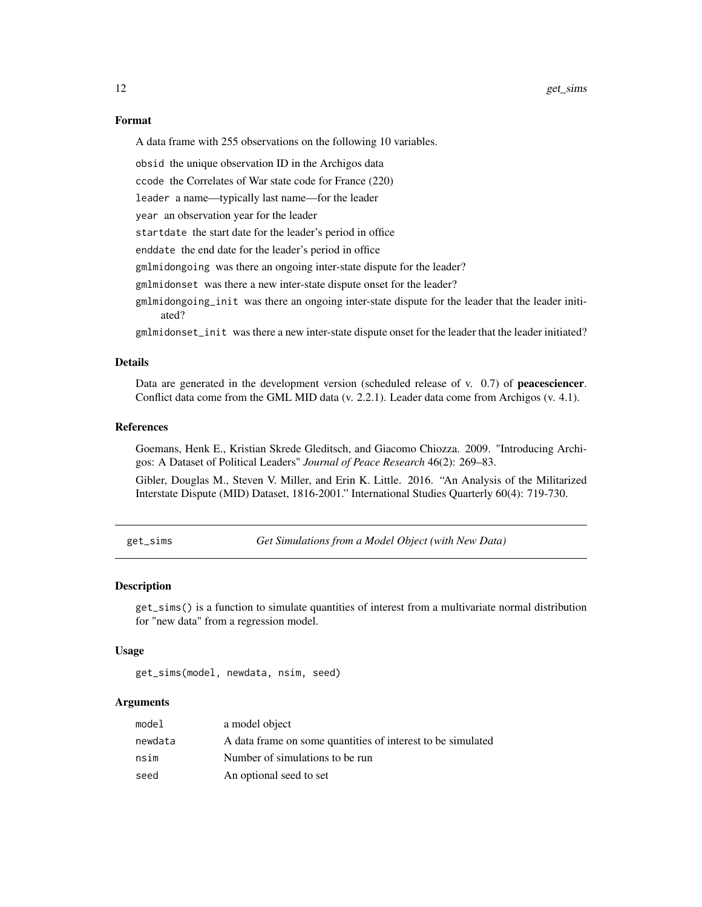### Format

A data frame with 255 observations on the following 10 variables.

- `obsid` the unique observation ID in the Archigos data
- `ccode` the Correlates of War state code for France (220)
- `leader` a name—typically last name—for the leader
- `year` an observation year for the leader
- `startdate` the start date for the leader's period in office
- `enddate` the end date for the leader's period in office
- `gmlmidongoing` was there an ongoing inter-state dispute for the leader?
- `gmlmidonset` was there a new inter-state dispute onset for the leader?
- `gmlmidongoing_init` was there an ongoing inter-state dispute for the leader that the leader initiated?
- `gmlmidonset_init` was there a new inter-state dispute onset for the leader that the leader initiated?

### Details

Data are generated in the development version (scheduled release of v. 0.7) of **peacesciencer**. Conflict data come from the GML MID data (v. 2.2.1). Leader data come from Archigos (v. 4.1).

### References

Goemans, Henk E., Kristian Skrede Gleditsch, and Giacomo Chiozza. 2009. "Introducing Archigos: A Dataset of Political Leaders" *Journal of Peace Research* 46(2): 269–83.

Gibler, Douglas M., Steven V. Miller, and Erin K. Little. 2016. "An Analysis of the Militarized Interstate Dispute (MID) Dataset, 1816-2001." International Studies Quarterly 60(4): 719-730.

---

## get_sims — *Get Simulations from a Model Object (with New Data)*

### Description

`get_sims()` is a function to simulate quantities of interest from a multivariate normal distribution for "new data" from a regression model.

### Usage

```
get_sims(model, newdata, nsim, seed)
```

### Arguments

| | |
|---|---|
| `model` | a model object |
| `newdata` | A data frame on some quantities of interest to be simulated |
| `nsim` | Number of simulations to be run |
| `seed` | An optional seed to set |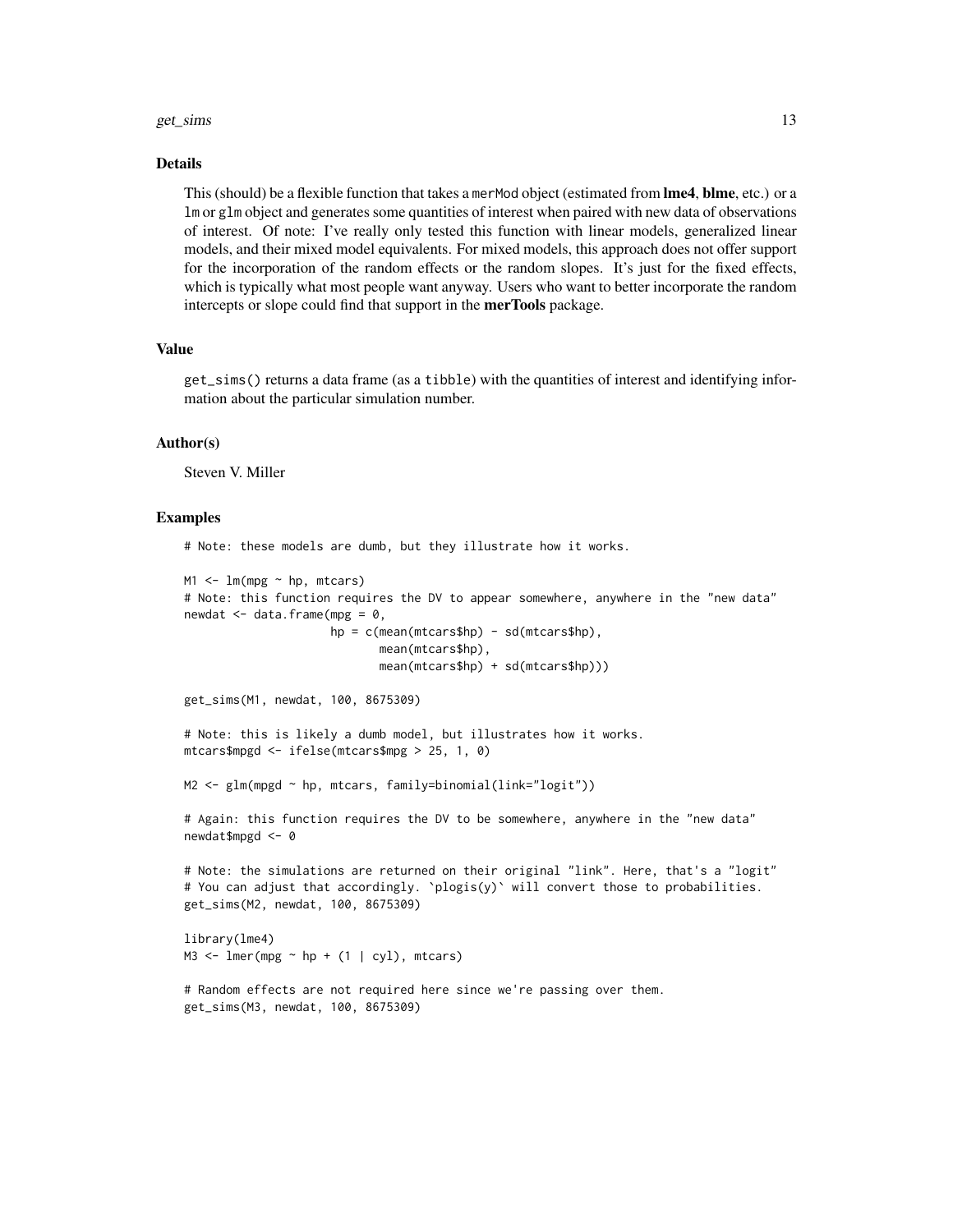### Details

This (should) be a flexible function that takes a `merMod` object (estimated from **lme4**, **blme**, etc.) or a `lm` or `glm` object and generates some quantities of interest when paired with new data of observations of interest. Of note: I've really only tested this function with linear models, generalized linear models, and their mixed model equivalents. For mixed models, this approach does not offer support for the incorporation of the random effects or the random slopes. It's just for the fixed effects, which is typically what most people want anyway. Users who want to better incorporate the random intercepts or slope could find that support in the **merTools** package.

### Value

`get_sims()` returns a data frame (as a `tibble`) with the quantities of interest and identifying information about the particular simulation number.

### Author(s)

Steven V. Miller

### Examples

```
# Note: these models are dumb, but they illustrate how it works.

M1 <- lm(mpg ~ hp, mtcars)
# Note: this function requires the DV to appear somewhere, anywhere in the "new data"
newdat <- data.frame(mpg = 0,
                     hp = c(mean(mtcars$hp) - sd(mtcars$hp),
                            mean(mtcars$hp),
                            mean(mtcars$hp) + sd(mtcars$hp)))

get_sims(M1, newdat, 100, 8675309)

# Note: this is likely a dumb model, but illustrates how it works.
mtcars$mpgd <- ifelse(mtcars$mpg > 25, 1, 0)

M2 <- glm(mpgd ~ hp, mtcars, family=binomial(link="logit"))

# Again: this function requires the DV to be somewhere, anywhere in the "new data"
newdat$mpgd <- 0

# Note: the simulations are returned on their original "link". Here, that's a "logit"
# You can adjust that accordingly. `plogis(y)` will convert those to probabilities.
get_sims(M2, newdat, 100, 8675309)

library(lme4)
M3 <- lmer(mpg ~ hp + (1 | cyl), mtcars)

# Random effects are not required here since we're passing over them.
get_sims(M3, newdat, 100, 8675309)
```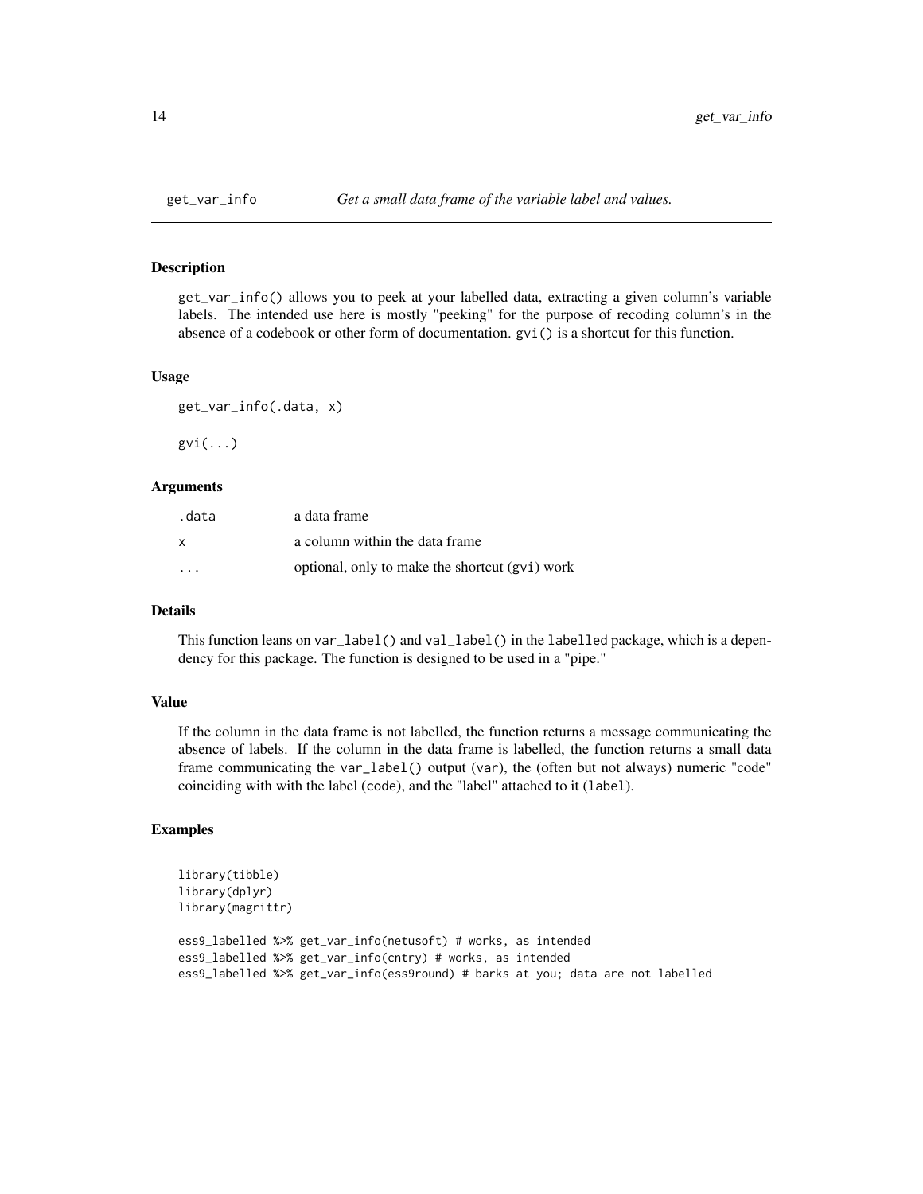## get_var_info — *Get a small data frame of the variable label and values.*

### Description

`get_var_info()` allows you to peek at your labelled data, extracting a given column's variable labels. The intended use here is mostly "peeking" for the purpose of recoding column's in the absence of a codebook or other form of documentation. `gvi()` is a shortcut for this function.

### Usage

```
get_var_info(.data, x)

gvi(...)
```

### Arguments

| | |
|---|---|
| `.data` | a data frame |
| `x` | a column within the data frame |
| `...` | optional, only to make the shortcut (`gvi`) work |

### Details

This function leans on `var_label()` and `val_label()` in the `labelled` package, which is a dependency for this package. The function is designed to be used in a "pipe."

### Value

If the column in the data frame is not labelled, the function returns a message communicating the absence of labels. If the column in the data frame is labelled, the function returns a small data frame communicating the `var_label()` output (`var`), the (often but not always) numeric "code" coinciding with with the label (`code`), and the "label" attached to it (`label`).

### Examples

```
library(tibble)
library(dplyr)
library(magrittr)

ess9_labelled %>% get_var_info(netusoft) # works, as intended
ess9_labelled %>% get_var_info(cntry) # works, as intended
ess9_labelled %>% get_var_info(ess9round) # barks at you; data are not labelled
```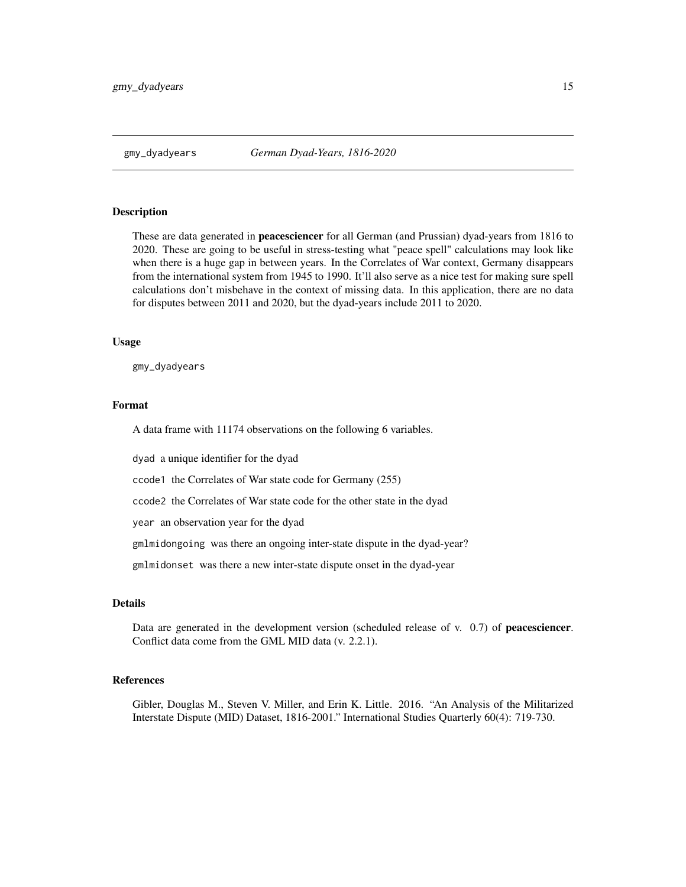gmy_dyadyears *German Dyad-Years, 1816-2020*

## Description

These are data generated in **peacesciencer** for all German (and Prussian) dyad-years from 1816 to 2020. These are going to be useful in stress-testing what "peace spell" calculations may look like when there is a huge gap in between years. In the Correlates of War context, Germany disappears from the international system from 1945 to 1990. It'll also serve as a nice test for making sure spell calculations don't misbehave in the context of missing data. In this application, there are no data for disputes between 2011 and 2020, but the dyad-years include 2011 to 2020.

## Usage

```
gmy_dyadyears
```

## Format

A data frame with 11174 observations on the following 6 variables.

`dyad` a unique identifier for the dyad

`ccode1` the Correlates of War state code for Germany (255)

`ccode2` the Correlates of War state code for the other state in the dyad

`year` an observation year for the dyad

`gmlmidongoing` was there an ongoing inter-state dispute in the dyad-year?

`gmlmidonset` was there a new inter-state dispute onset in the dyad-year

## Details

Data are generated in the development version (scheduled release of v. 0.7) of **peacesciencer**. Conflict data come from the GML MID data (v. 2.2.1).

## References

Gibler, Douglas M., Steven V. Miller, and Erin K. Little. 2016. "An Analysis of the Militarized Interstate Dispute (MID) Dataset, 1816-2001." International Studies Quarterly 60(4): 719-730.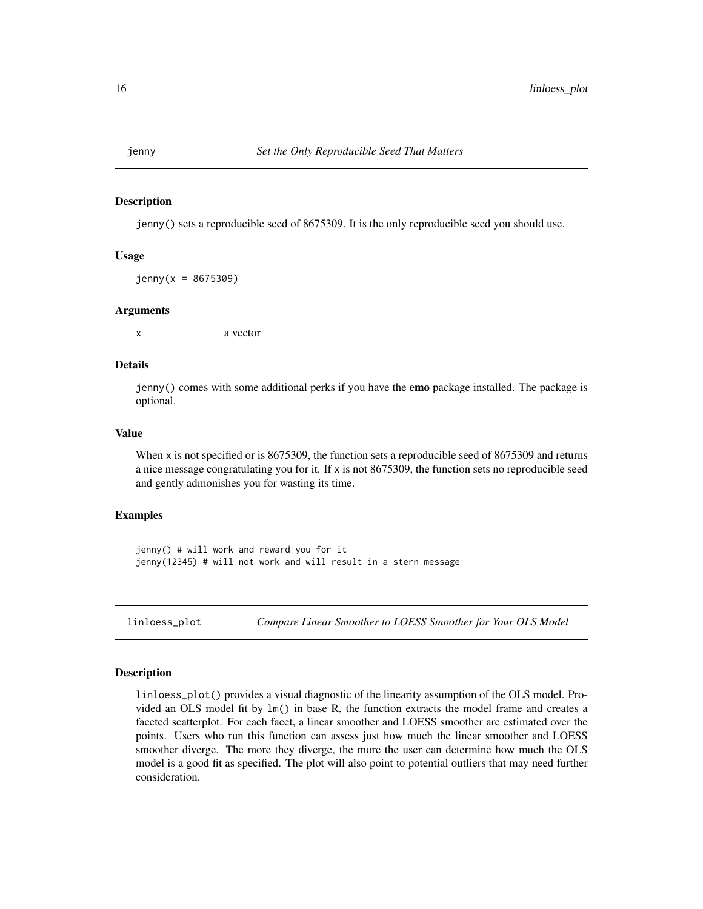## jenny — *Set the Only Reproducible Seed That Matters*

### Description

`jenny()` sets a reproducible seed of 8675309. It is the only reproducible seed you should use.

### Usage

```
jenny(x = 8675309)
```

### Arguments

| | |
|---|---|
| `x` | a vector |

### Details

`jenny()` comes with some additional perks if you have the **emo** package installed. The package is optional.

### Value

When `x` is not specified or is 8675309, the function sets a reproducible seed of 8675309 and returns a nice message congratulating you for it. If `x` is not 8675309, the function sets no reproducible seed and gently admonishes you for wasting its time.

### Examples

```
jenny() # will work and reward you for it
jenny(12345) # will not work and will result in a stern message
```

## linloess_plot — *Compare Linear Smoother to LOESS Smoother for Your OLS Model*

### Description

`linloess_plot()` provides a visual diagnostic of the linearity assumption of the OLS model. Provided an OLS model fit by `lm()` in base R, the function extracts the model frame and creates a faceted scatterplot. For each facet, a linear smoother and LOESS smoother are estimated over the points. Users who run this function can assess just how much the linear smoother and LOESS smoother diverge. The more they diverge, the more the user can determine how much the OLS model is a good fit as specified. The plot will also point to potential outliers that may need further consideration.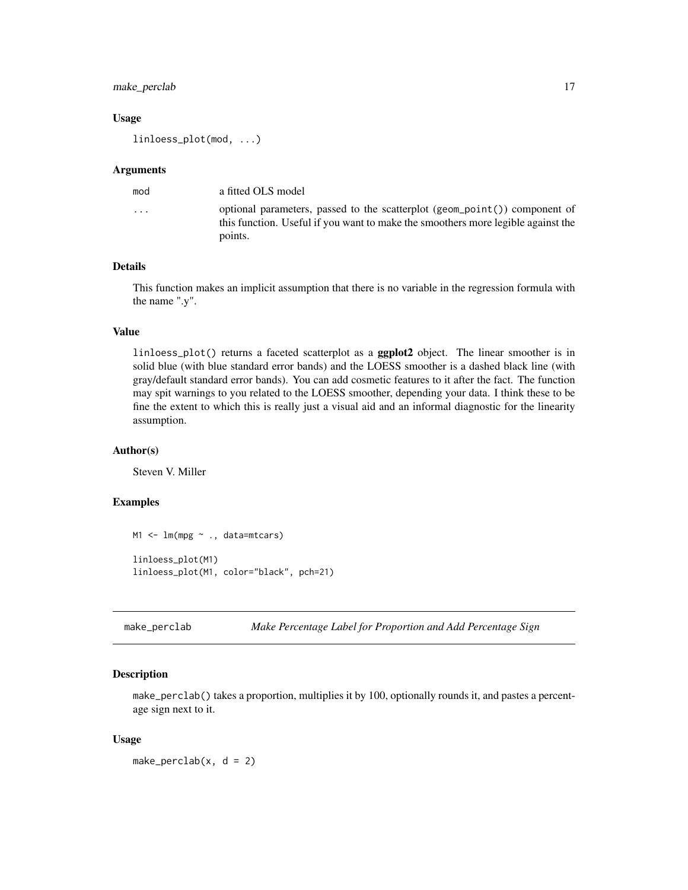### Usage

```
linloess_plot(mod, ...)
```

### Arguments

| | |
|---|---|
| mod | a fitted OLS model |
| ... | optional parameters, passed to the scatterplot (geom_point()) component of this function. Useful if you want to make the smoothers more legible against the points. |

### Details

This function makes an implicit assumption that there is no variable in the regression formula with the name ".y".

### Value

linloess_plot() returns a faceted scatterplot as a **ggplot2** object. The linear smoother is in solid blue (with blue standard error bands) and the LOESS smoother is a dashed black line (with gray/default standard error bands). You can add cosmetic features to it after the fact. The function may spit warnings to you related to the LOESS smoother, depending your data. I think these to be fine the extent to which this is really just a visual aid and an informal diagnostic for the linearity assumption.

### Author(s)

Steven V. Miller

### Examples

```
M1 <- lm(mpg ~ ., data=mtcars)

linloess_plot(M1)
linloess_plot(M1, color="black", pch=21)
```

---

## make_perclab &nbsp;&nbsp;&nbsp;&nbsp; *Make Percentage Label for Proportion and Add Percentage Sign*

### Description

make_perclab() takes a proportion, multiplies it by 100, optionally rounds it, and pastes a percentage sign next to it.

### Usage

```
make_perclab(x, d = 2)
```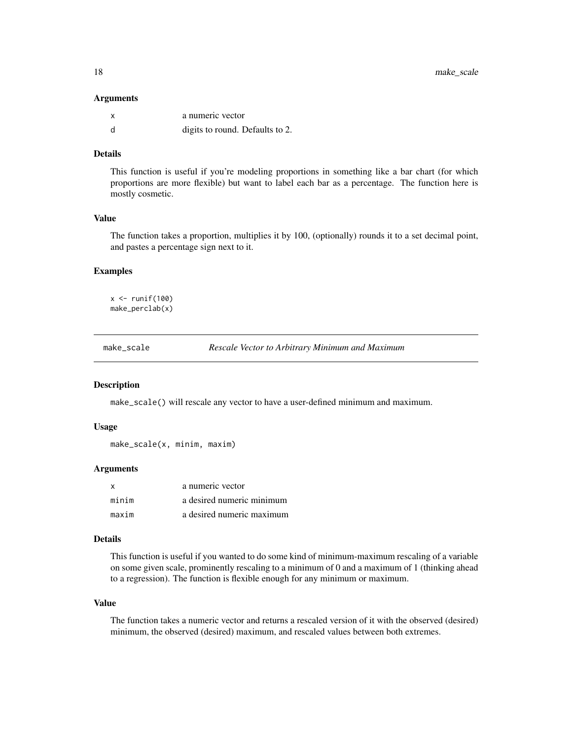### Arguments

| | |
|---|---|
| x | a numeric vector |
| d | digits to round. Defaults to 2. |

### Details

This function is useful if you're modeling proportions in something like a bar chart (for which proportions are more flexible) but want to label each bar as a percentage. The function here is mostly cosmetic.

### Value

The function takes a proportion, multiplies it by 100, (optionally) rounds it to a set decimal point, and pastes a percentage sign next to it.

### Examples

```
x <- runif(100)
make_perclab(x)
```

---

## make_scale — *Rescale Vector to Arbitrary Minimum and Maximum*

---

### Description

make_scale() will rescale any vector to have a user-defined minimum and maximum.

### Usage

```
make_scale(x, minim, maxim)
```

### Arguments

| | |
|---|---|
| x | a numeric vector |
| minim | a desired numeric minimum |
| maxim | a desired numeric maximum |

### Details

This function is useful if you wanted to do some kind of minimum-maximum rescaling of a variable on some given scale, prominently rescaling to a minimum of 0 and a maximum of 1 (thinking ahead to a regression). The function is flexible enough for any minimum or maximum.

### Value

The function takes a numeric vector and returns a rescaled version of it with the observed (desired) minimum, the observed (desired) maximum, and rescaled values between both extremes.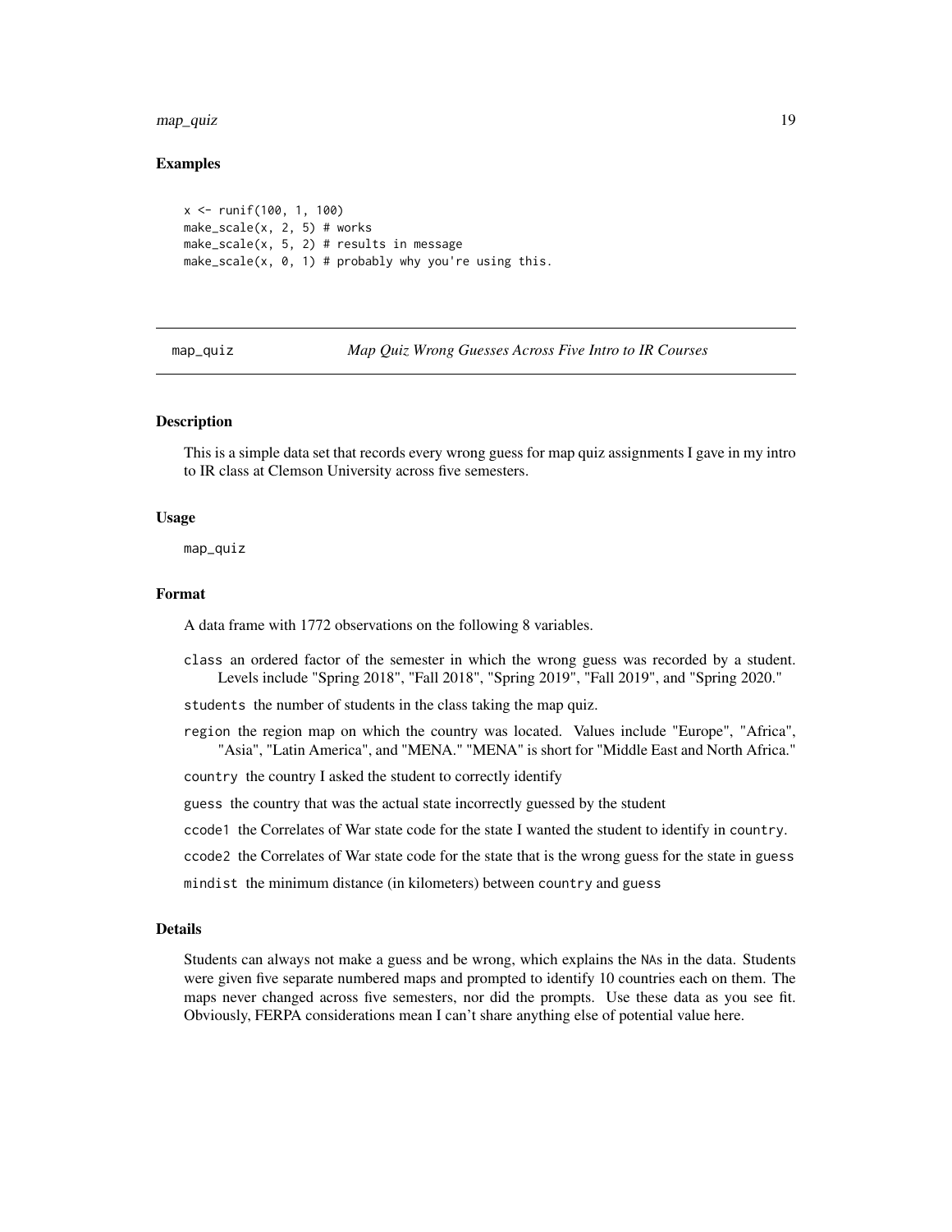### Examples

```
x <- runif(100, 1, 100)
make_scale(x, 2, 5) # works
make_scale(x, 5, 2) # results in message
make_scale(x, 0, 1) # probably why you're using this.
```

## map_quiz *Map Quiz Wrong Guesses Across Five Intro to IR Courses*

### Description

This is a simple data set that records every wrong guess for map quiz assignments I gave in my intro to IR class at Clemson University across five semesters.

### Usage

```
map_quiz
```

### Format

A data frame with 1772 observations on the following 8 variables.

`class` an ordered factor of the semester in which the wrong guess was recorded by a student. Levels include "Spring 2018", "Fall 2018", "Spring 2019", "Fall 2019", and "Spring 2020."

`students` the number of students in the class taking the map quiz.

`region` the region map on which the country was located. Values include "Europe", "Africa", "Asia", "Latin America", and "MENA." "MENA" is short for "Middle East and North Africa."

`country` the country I asked the student to correctly identify

`guess` the country that was the actual state incorrectly guessed by the student

`ccode1` the Correlates of War state code for the state I wanted the student to identify in `country`.

`ccode2` the Correlates of War state code for the state that is the wrong guess for the state in `guess`

`mindist` the minimum distance (in kilometers) between `country` and `guess`

### Details

Students can always not make a guess and be wrong, which explains the NAs in the data. Students were given five separate numbered maps and prompted to identify 10 countries each on them. The maps never changed across five semesters, nor did the prompts. Use these data as you see fit. Obviously, FERPA considerations mean I can't share anything else of potential value here.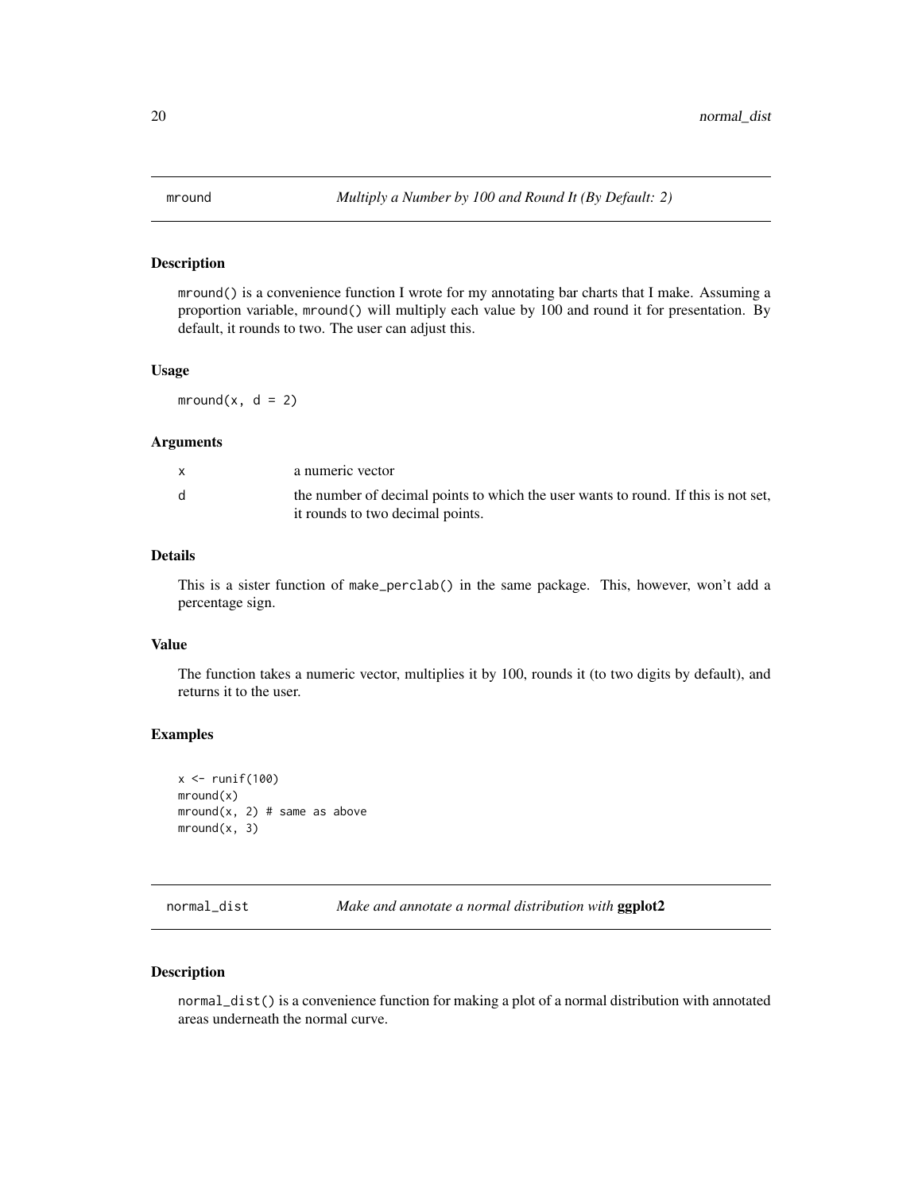## mround — *Multiply a Number by 100 and Round It (By Default: 2)*

### Description

`mround()` is a convenience function I wrote for my annotating bar charts that I make. Assuming a proportion variable, `mround()` will multiply each value by 100 and round it for presentation. By default, it rounds to two. The user can adjust this.

### Usage

```
mround(x, d = 2)
```

### Arguments

| | |
|---|---|
| x | a numeric vector |
| d | the number of decimal points to which the user wants to round. If this is not set, it rounds to two decimal points. |

### Details

This is a sister function of `make_perclab()` in the same package. This, however, won't add a percentage sign.

### Value

The function takes a numeric vector, multiplies it by 100, rounds it (to two digits by default), and returns it to the user.

### Examples

```
x <- runif(100)
mround(x)
mround(x, 2) # same as above
mround(x, 3)
```

## normal_dist — *Make and annotate a normal distribution with* **ggplot2**

### Description

`normal_dist()` is a convenience function for making a plot of a normal distribution with annotated areas underneath the normal curve.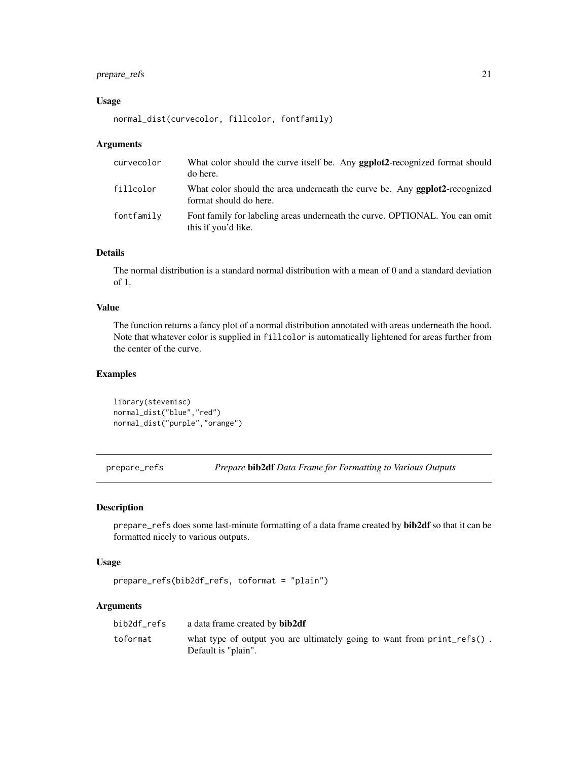### Usage

```
normal_dist(curvecolor, fillcolor, fontfamily)
```

### Arguments

| | |
|---|---|
| curvecolor | What color should the curve itself be. Any **ggplot2**-recognized format should do here. |
| fillcolor | What color should the area underneath the curve be. Any **ggplot2**-recognized format should do here. |
| fontfamily | Font family for labeling areas underneath the curve. OPTIONAL. You can omit this if you'd like. |

### Details

The normal distribution is a standard normal distribution with a mean of 0 and a standard deviation of 1.

### Value

The function returns a fancy plot of a normal distribution annotated with areas underneath the hood. Note that whatever color is supplied in `fillcolor` is automatically lightened for areas further from the center of the curve.

### Examples

```
library(stevemisc)
normal_dist("blue","red")
normal_dist("purple","orange")
```

---

## prepare_refs — *Prepare* **bib2df** *Data Frame for Formatting to Various Outputs*

### Description

`prepare_refs` does some last-minute formatting of a data frame created by **bib2df** so that it can be formatted nicely to various outputs.

### Usage

```
prepare_refs(bib2df_refs, toformat = "plain")
```

### Arguments

| | |
|---|---|
| bib2df_refs | a data frame created by **bib2df** |
| toformat | what type of output you are ultimately going to want from `print_refs()` . Default is "plain". |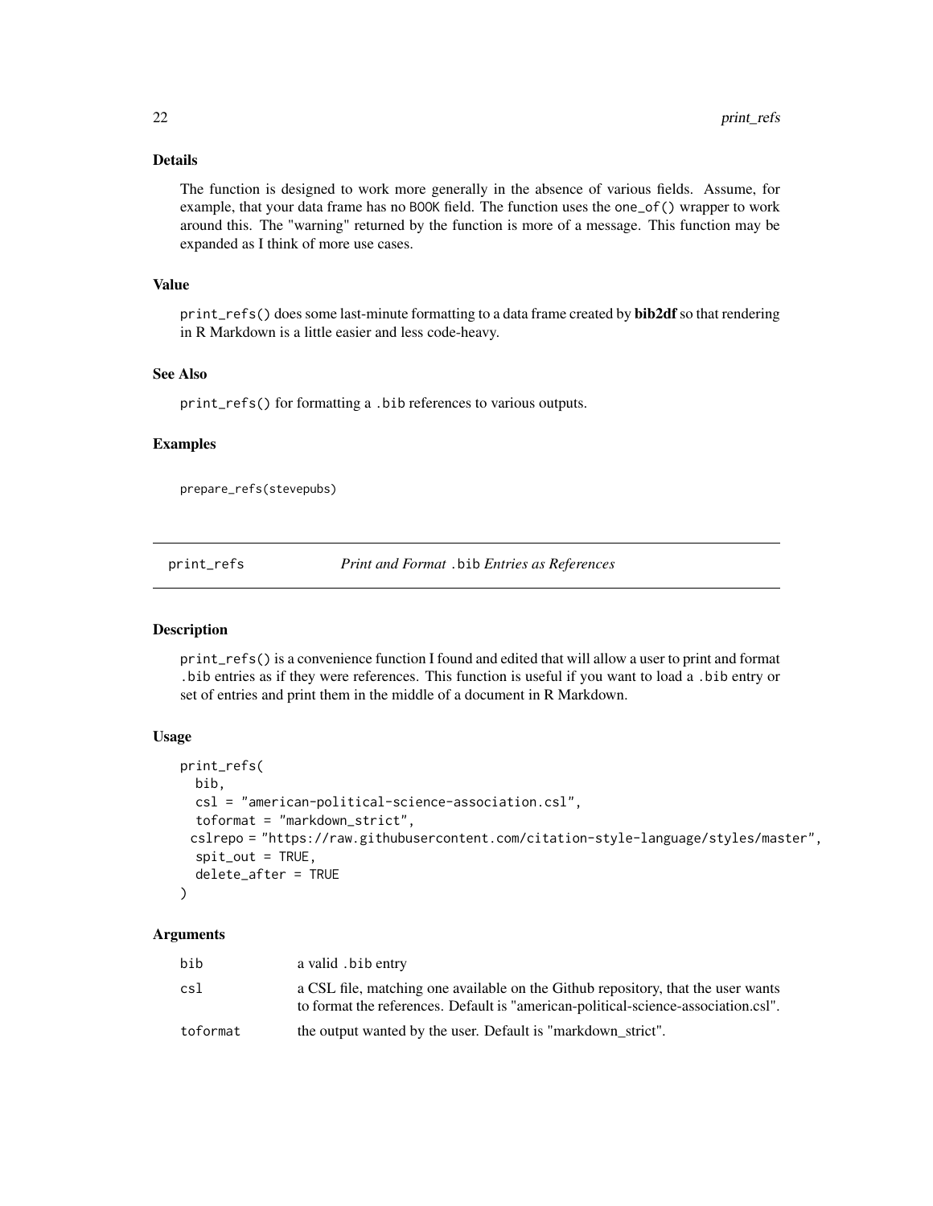### Details

The function is designed to work more generally in the absence of various fields. Assume, for example, that your data frame has no `BOOK` field. The function uses the `one_of()` wrapper to work around this. The "warning" returned by the function is more of a message. This function may be expanded as I think of more use cases.

### Value

`print_refs()` does some last-minute formatting to a data frame created by **bib2df** so that rendering in R Markdown is a little easier and less code-heavy.

### See Also

`print_refs()` for formatting a `.bib` references to various outputs.

### Examples

```
prepare_refs(stevepubs)
```

---

## print_refs — *Print and Format `.bib` Entries as References*

### Description

`print_refs()` is a convenience function I found and edited that will allow a user to print and format `.bib` entries as if they were references. This function is useful if you want to load a `.bib` entry or set of entries and print them in the middle of a document in R Markdown.

### Usage

```
print_refs(
  bib,
  csl = "american-political-science-association.csl",
  toformat = "markdown_strict",
 cslrepo = "https://raw.githubusercontent.com/citation-style-language/styles/master",
  spit_out = TRUE,
  delete_after = TRUE
)
```

### Arguments

| | |
|---|---|
| `bib` | a valid `.bib` entry |
| `csl` | a CSL file, matching one available on the Github repository, that the user wants to format the references. Default is "american-political-science-association.csl". |
| `toformat` | the output wanted by the user. Default is "markdown_strict". |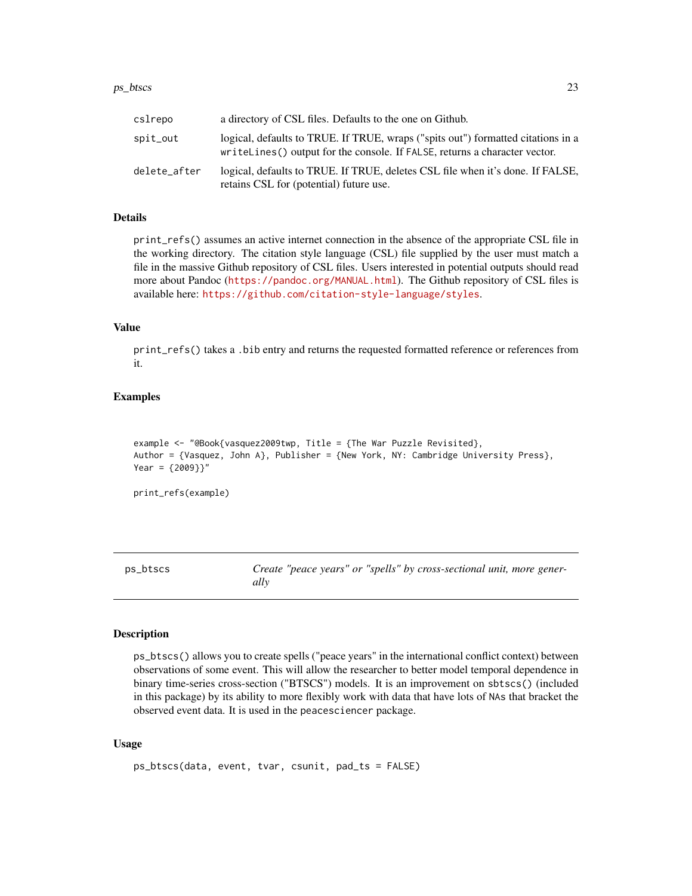| | |
|---|---|
| cslrepo | a directory of CSL files. Defaults to the one on Github. |
| spit_out | logical, defaults to TRUE. If TRUE, wraps ("spits out") formatted citations in a `writeLines()` output for the console. If `FALSE`, returns a character vector. |
| delete_after | logical, defaults to TRUE. If TRUE, deletes CSL file when it's done. If FALSE, retains CSL for (potential) future use. |

### Details

`print_refs()` assumes an active internet connection in the absence of the appropriate CSL file in the working directory. The citation style language (CSL) file supplied by the user must match a file in the massive Github repository of CSL files. Users interested in potential outputs should read more about Pandoc (https://pandoc.org/MANUAL.html). The Github repository of CSL files is available here: https://github.com/citation-style-language/styles.

### Value

`print_refs()` takes a `.bib` entry and returns the requested formatted reference or references from it.

### Examples

```
example <- "@Book{vasquez2009twp, Title = {The War Puzzle Revisited},
Author = {Vasquez, John A}, Publisher = {New York, NY: Cambridge University Press},
Year = {2009}}"

print_refs(example)
```

---

## ps_btscs — *Create "peace years" or "spells" by cross-sectional unit, more generally*

---

### Description

`ps_btscs()` allows you to create spells ("peace years" in the international conflict context) between observations of some event. This will allow the researcher to better model temporal dependence in binary time-series cross-section ("BTSCS") models. It is an improvement on `sbtscs()` (included in this package) by its ability to more flexibly work with data that have lots of `NA`s that bracket the observed event data. It is used in the `peacesciencer` package.

### Usage

```
ps_btscs(data, event, tvar, csunit, pad_ts = FALSE)
```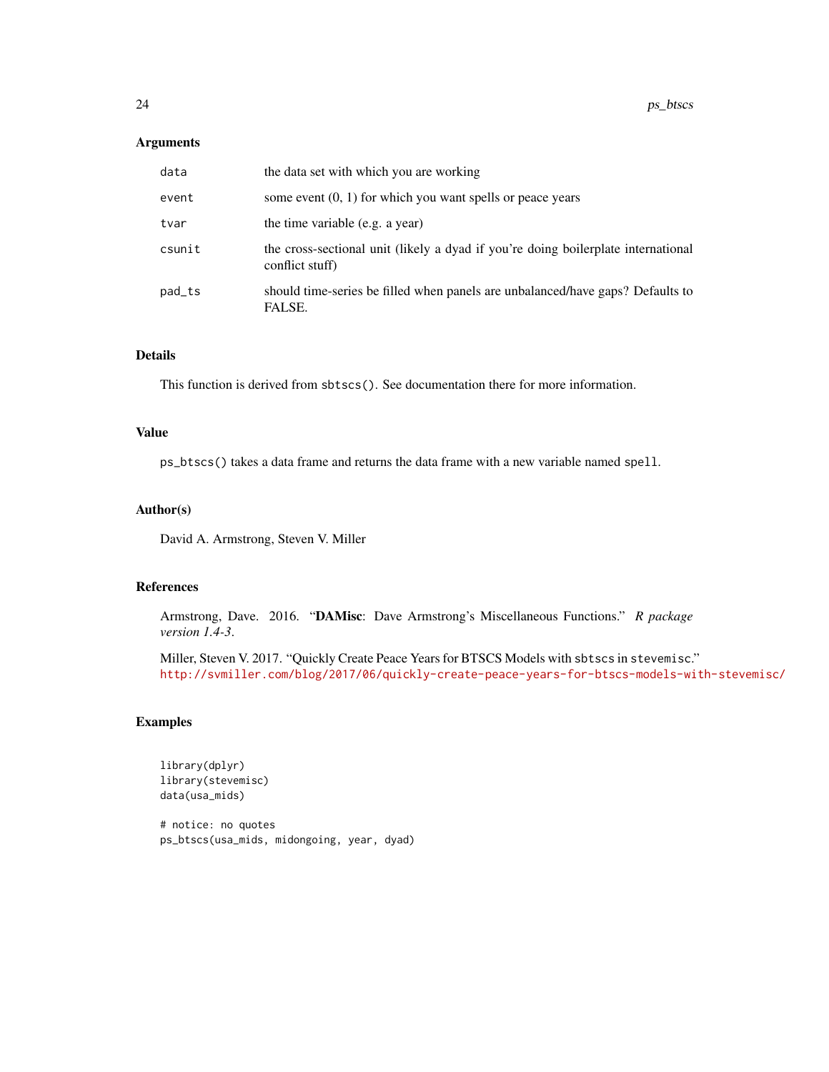## Arguments

| | |
|---|---|
| data | the data set with which you are working |
| event | some event (0, 1) for which you want spells or peace years |
| tvar | the time variable (e.g. a year) |
| csunit | the cross-sectional unit (likely a dyad if you're doing boilerplate international conflict stuff) |
| pad_ts | should time-series be filled when panels are unbalanced/have gaps? Defaults to FALSE. |

## Details

This function is derived from `sbtscs()`. See documentation there for more information.

## Value

`ps_btscs()` takes a data frame and returns the data frame with a new variable named `spell`.

## Author(s)

David A. Armstrong, Steven V. Miller

## References

Armstrong, Dave. 2016. "**DAMisc**: Dave Armstrong's Miscellaneous Functions." *R package version 1.4-3*.

Miller, Steven V. 2017. "Quickly Create Peace Years for BTSCS Models with `sbtscs` in `stevemisc`." http://svmiller.com/blog/2017/06/quickly-create-peace-years-for-btscs-models-with-stevemisc/

## Examples

```
library(dplyr)
library(stevemisc)
data(usa_mids)

# notice: no quotes
ps_btscs(usa_mids, midongoing, year, dyad)
```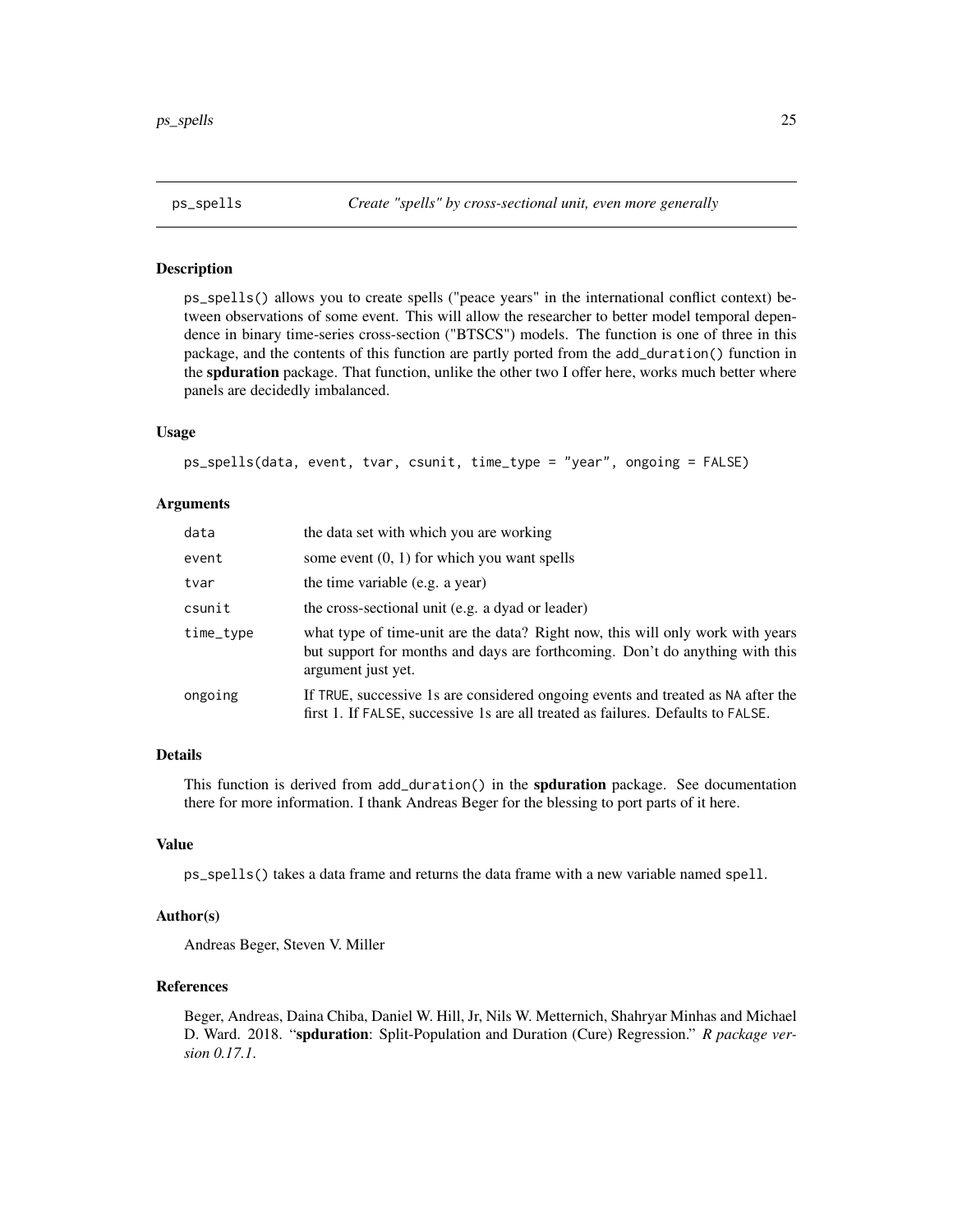## ps_spells *Create "spells" by cross-sectional unit, even more generally*

### Description

ps_spells() allows you to create spells ("peace years" in the international conflict context) between observations of some event. This will allow the researcher to better model temporal dependence in binary time-series cross-section ("BTSCS") models. The function is one of three in this package, and the contents of this function are partly ported from the add_duration() function in the **spduration** package. That function, unlike the other two I offer here, works much better where panels are decidedly imbalanced.

### Usage

```
ps_spells(data, event, tvar, csunit, time_type = "year", ongoing = FALSE)
```

### Arguments

| | |
|---|---|
| data | the data set with which you are working |
| event | some event (0, 1) for which you want spells |
| tvar | the time variable (e.g. a year) |
| csunit | the cross-sectional unit (e.g. a dyad or leader) |
| time_type | what type of time-unit are the data? Right now, this will only work with years but support for months and days are forthcoming. Don't do anything with this argument just yet. |
| ongoing | If TRUE, successive 1s are considered ongoing events and treated as NA after the first 1. If FALSE, successive 1s are all treated as failures. Defaults to FALSE. |

### Details

This function is derived from add_duration() in the **spduration** package. See documentation there for more information. I thank Andreas Beger for the blessing to port parts of it here.

### Value

ps_spells() takes a data frame and returns the data frame with a new variable named spell.

### Author(s)

Andreas Beger, Steven V. Miller

### References

Beger, Andreas, Daina Chiba, Daniel W. Hill, Jr, Nils W. Metternich, Shahryar Minhas and Michael D. Ward. 2018. "**spduration**: Split-Population and Duration (Cure) Regression." *R package version 0.17.1*.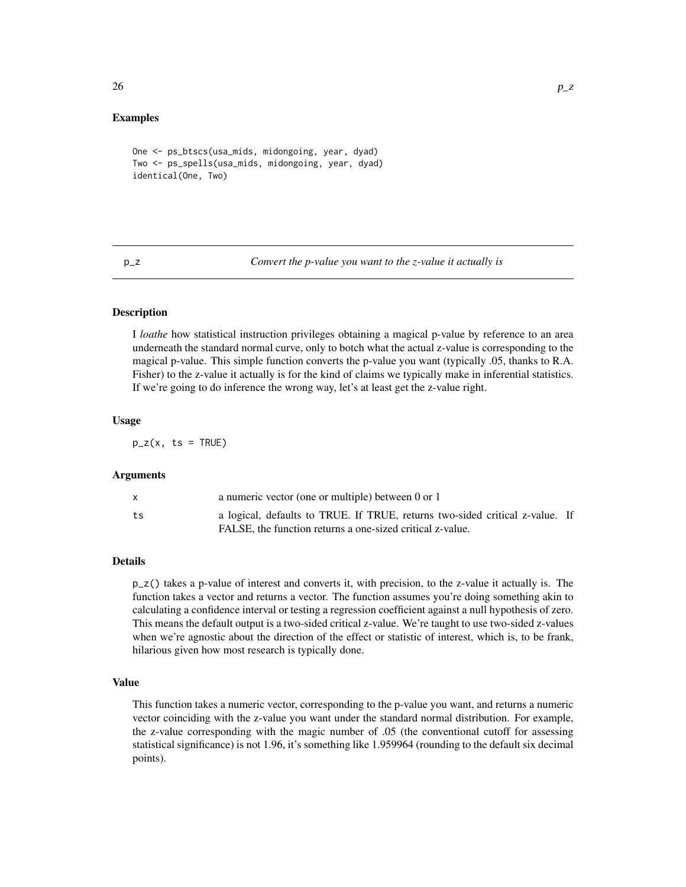## Examples

```
One <- ps_btscs(usa_mids, midongoing, year, dyad)
Two <- ps_spells(usa_mids, midongoing, year, dyad)
identical(One, Two)
```

---

# p_z — *Convert the p-value you want to the z-value it actually is*

## Description

I *loathe* how statistical instruction privileges obtaining a magical p-value by reference to an area underneath the standard normal curve, only to botch what the actual z-value is corresponding to the magical p-value. This simple function converts the p-value you want (typically .05, thanks to R.A. Fisher) to the z-value it actually is for the kind of claims we typically make in inferential statistics. If we're going to do inference the wrong way, let's at least get the z-value right.

## Usage

```
p_z(x, ts = TRUE)
```

## Arguments

| | |
|---|---|
| `x` | a numeric vector (one or multiple) between 0 or 1 |
| `ts` | a logical, defaults to TRUE. If TRUE, returns two-sided critical z-value. If FALSE, the function returns a one-sized critical z-value. |

## Details

`p_z()` takes a p-value of interest and converts it, with precision, to the z-value it actually is. The function takes a vector and returns a vector. The function assumes you're doing something akin to calculating a confidence interval or testing a regression coefficient against a null hypothesis of zero. This means the default output is a two-sided critical z-value. We're taught to use two-sided z-values when we're agnostic about the direction of the effect or statistic of interest, which is, to be frank, hilarious given how most research is typically done.

## Value

This function takes a numeric vector, corresponding to the p-value you want, and returns a numeric vector coinciding with the z-value you want under the standard normal distribution. For example, the z-value corresponding with the magic number of .05 (the conventional cutoff for assessing statistical significance) is not 1.96, it's something like 1.959964 (rounding to the default six decimal points).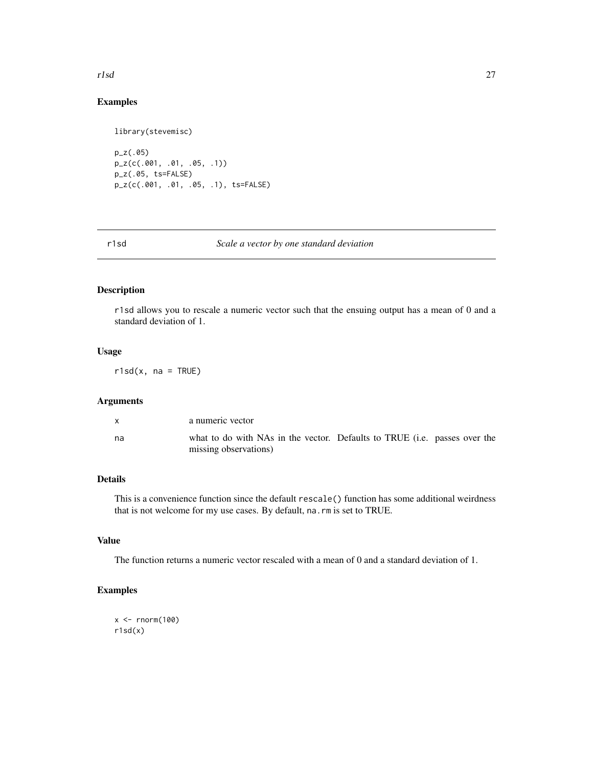## Examples

```
library(stevemisc)

p_z(.05)
p_z(c(.001, .01, .05, .1))
p_z(.05, ts=FALSE)
p_z(c(.001, .01, .05, .1), ts=FALSE)
```

---

# r1sd — *Scale a vector by one standard deviation*

## Description

`r1sd` allows you to rescale a numeric vector such that the ensuing output has a mean of 0 and a standard deviation of 1.

## Usage

```
r1sd(x, na = TRUE)
```

## Arguments

| | |
|---|---|
| `x` | a numeric vector |
| `na` | what to do with NAs in the vector. Defaults to TRUE (i.e. passes over the missing observations) |

## Details

This is a convenience function since the default `rescale()` function has some additional weirdness that is not welcome for my use cases. By default, `na.rm` is set to TRUE.

## Value

The function returns a numeric vector rescaled with a mean of 0 and a standard deviation of 1.

## Examples

```
x <- rnorm(100)
r1sd(x)
```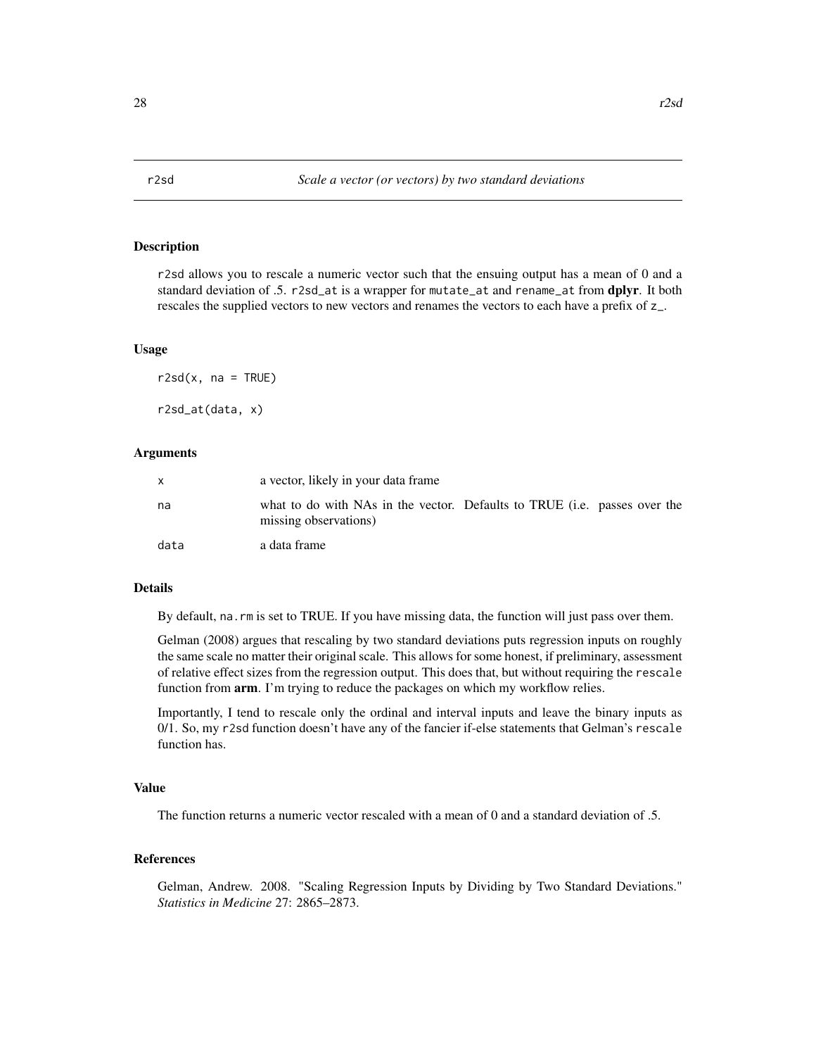# r2sd — *Scale a vector (or vectors) by two standard deviations*

## Description

`r2sd` allows you to rescale a numeric vector such that the ensuing output has a mean of 0 and a standard deviation of .5. `r2sd_at` is a wrapper for `mutate_at` and `rename_at` from **dplyr**. It both rescales the supplied vectors to new vectors and renames the vectors to each have a prefix of `z_`.

## Usage

```
r2sd(x, na = TRUE)

r2sd_at(data, x)
```

## Arguments

| | |
|---|---|
| `x` | a vector, likely in your data frame |
| `na` | what to do with NAs in the vector. Defaults to TRUE (i.e. passes over the missing observations) |
| `data` | a data frame |

## Details

By default, `na.rm` is set to TRUE. If you have missing data, the function will just pass over them.

Gelman (2008) argues that rescaling by two standard deviations puts regression inputs on roughly the same scale no matter their original scale. This allows for some honest, if preliminary, assessment of relative effect sizes from the regression output. This does that, but without requiring the `rescale` function from **arm**. I'm trying to reduce the packages on which my workflow relies.

Importantly, I tend to rescale only the ordinal and interval inputs and leave the binary inputs as 0/1. So, my `r2sd` function doesn't have any of the fancier if-else statements that Gelman's `rescale` function has.

## Value

The function returns a numeric vector rescaled with a mean of 0 and a standard deviation of .5.

## References

Gelman, Andrew. 2008. "Scaling Regression Inputs by Dividing by Two Standard Deviations." *Statistics in Medicine* 27: 2865–2873.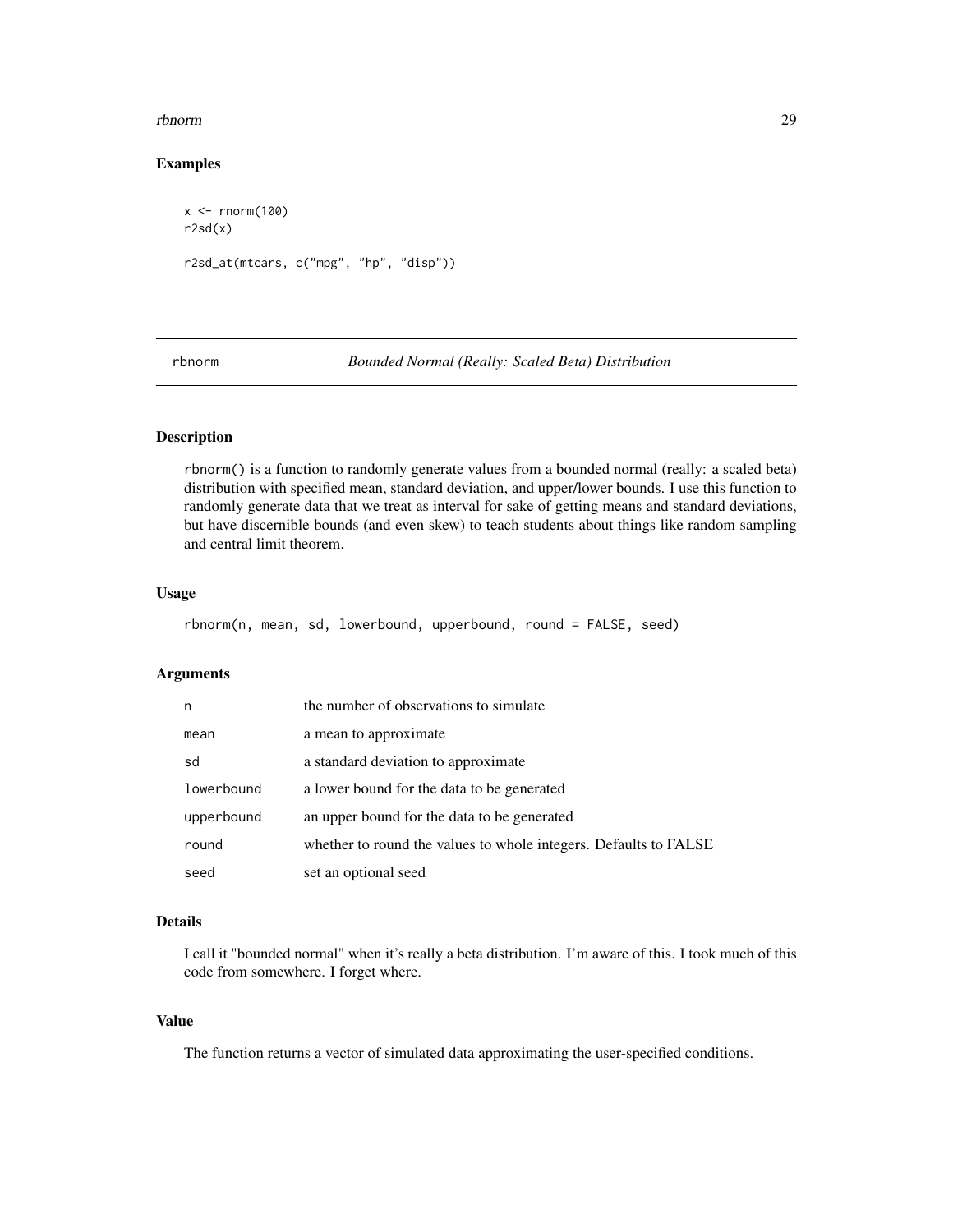## Examples

```
x <- rnorm(100)
r2sd(x)

r2sd_at(mtcars, c("mpg", "hp", "disp"))
```

---

# rbnorm — *Bounded Normal (Really: Scaled Beta) Distribution*

---

## Description

`rbnorm()` is a function to randomly generate values from a bounded normal (really: a scaled beta) distribution with specified mean, standard deviation, and upper/lower bounds. I use this function to randomly generate data that we treat as interval for sake of getting means and standard deviations, but have discernible bounds (and even skew) to teach students about things like random sampling and central limit theorem.

## Usage

```
rbnorm(n, mean, sd, lowerbound, upperbound, round = FALSE, seed)
```

## Arguments

| | |
|---|---|
| `n` | the number of observations to simulate |
| `mean` | a mean to approximate |
| `sd` | a standard deviation to approximate |
| `lowerbound` | a lower bound for the data to be generated |
| `upperbound` | an upper bound for the data to be generated |
| `round` | whether to round the values to whole integers. Defaults to FALSE |
| `seed` | set an optional seed |

## Details

I call it "bounded normal" when it's really a beta distribution. I'm aware of this. I took much of this code from somewhere. I forget where.

## Value

The function returns a vector of simulated data approximating the user-specified conditions.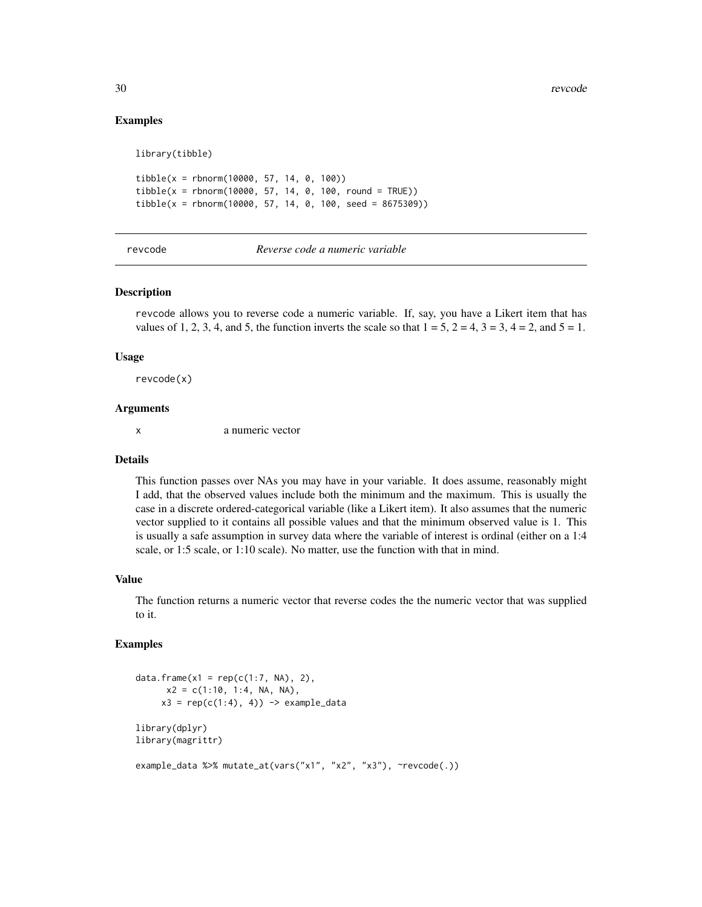## Examples

```
library(tibble)

tibble(x = rbnorm(10000, 57, 14, 0, 100))
tibble(x = rbnorm(10000, 57, 14, 0, 100, round = TRUE))
tibble(x = rbnorm(10000, 57, 14, 0, 100, seed = 8675309))
```

---

# revcode *Reverse code a numeric variable*

---

## Description

revcode allows you to reverse code a numeric variable. If, say, you have a Likert item that has values of 1, 2, 3, 4, and 5, the function inverts the scale so that 1 = 5, 2 = 4, 3 = 3, 4 = 2, and 5 = 1.

## Usage

```
revcode(x)
```

## Arguments

| | |
|---|---|
| x | a numeric vector |

## Details

This function passes over NAs you may have in your variable. It does assume, reasonably might I add, that the observed values include both the minimum and the maximum. This is usually the case in a discrete ordered-categorical variable (like a Likert item). It also assumes that the numeric vector supplied to it contains all possible values and that the minimum observed value is 1. This is usually a safe assumption in survey data where the variable of interest is ordinal (either on a 1:4 scale, or 1:5 scale, or 1:10 scale). No matter, use the function with that in mind.

## Value

The function returns a numeric vector that reverse codes the the numeric vector that was supplied to it.

## Examples

```
data.frame(x1 = rep(c(1:7, NA), 2),
      x2 = c(1:10, 1:4, NA, NA),
     x3 = rep(c(1:4), 4)) -> example_data

library(dplyr)
library(magrittr)

example_data %>% mutate_at(vars("x1", "x2", "x3"), ~revcode(.))
```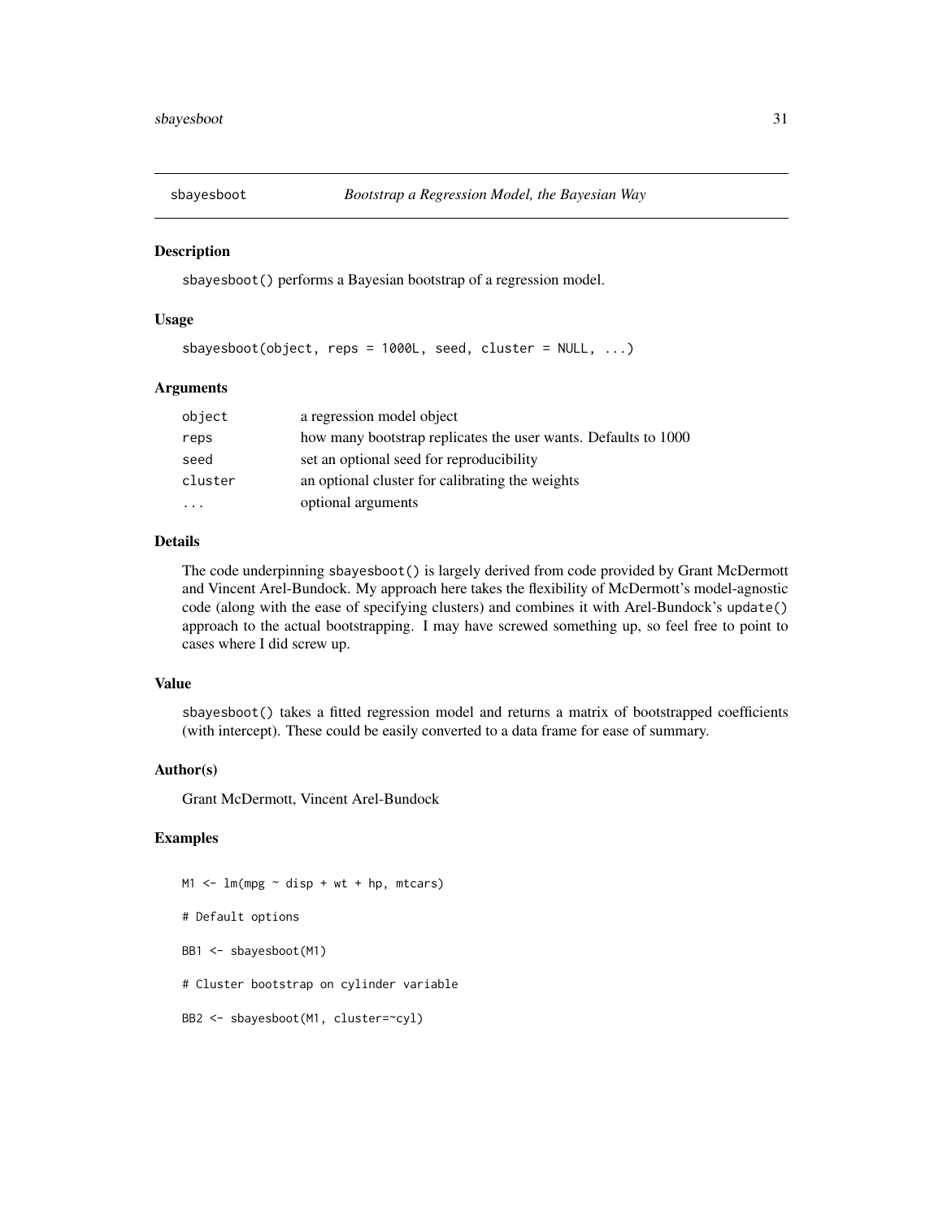## sbayesboot — *Bootstrap a Regression Model, the Bayesian Way*

### Description

sbayesboot() performs a Bayesian bootstrap of a regression model.

### Usage

```
sbayesboot(object, reps = 1000L, seed, cluster = NULL, ...)
```

### Arguments

| | |
|---|---|
| object | a regression model object |
| reps | how many bootstrap replicates the user wants. Defaults to 1000 |
| seed | set an optional seed for reproducibility |
| cluster | an optional cluster for calibrating the weights |
| ... | optional arguments |

### Details

The code underpinning sbayesboot() is largely derived from code provided by Grant McDermott and Vincent Arel-Bundock. My approach here takes the flexibility of McDermott's model-agnostic code (along with the ease of specifying clusters) and combines it with Arel-Bundock's update() approach to the actual bootstrapping. I may have screwed something up, so feel free to point to cases where I did screw up.

### Value

sbayesboot() takes a fitted regression model and returns a matrix of bootstrapped coefficients (with intercept). These could be easily converted to a data frame for ease of summary.

### Author(s)

Grant McDermott, Vincent Arel-Bundock

### Examples

```
M1 <- lm(mpg ~ disp + wt + hp, mtcars)

# Default options

BB1 <- sbayesboot(M1)

# Cluster bootstrap on cylinder variable

BB2 <- sbayesboot(M1, cluster=~cyl)
```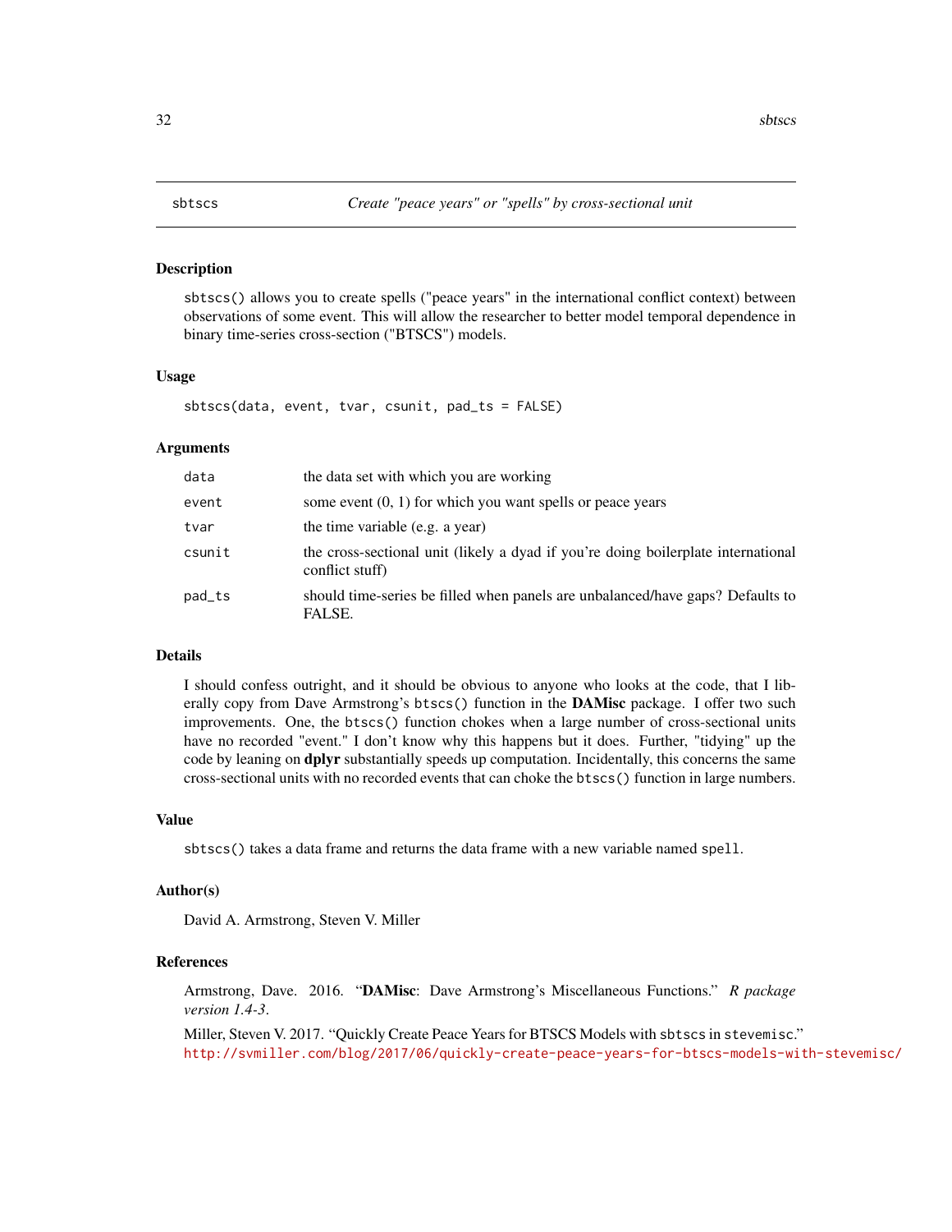## sbtscs — *Create "peace years" or "spells" by cross-sectional unit*

### Description

sbtscs() allows you to create spells ("peace years" in the international conflict context) between observations of some event. This will allow the researcher to better model temporal dependence in binary time-series cross-section ("BTSCS") models.

### Usage

```
sbtscs(data, event, tvar, csunit, pad_ts = FALSE)
```

### Arguments

| | |
|---|---|
| data | the data set with which you are working |
| event | some event (0, 1) for which you want spells or peace years |
| tvar | the time variable (e.g. a year) |
| csunit | the cross-sectional unit (likely a dyad if you're doing boilerplate international conflict stuff) |
| pad_ts | should time-series be filled when panels are unbalanced/have gaps? Defaults to FALSE. |

### Details

I should confess outright, and it should be obvious to anyone who looks at the code, that I liberally copy from Dave Armstrong's btscs() function in the **DAMisc** package. I offer two such improvements. One, the btscs() function chokes when a large number of cross-sectional units have no recorded "event." I don't know why this happens but it does. Further, "tidying" up the code by leaning on **dplyr** substantially speeds up computation. Incidentally, this concerns the same cross-sectional units with no recorded events that can choke the btscs() function in large numbers.

### Value

sbtscs() takes a data frame and returns the data frame with a new variable named spell.

### Author(s)

David A. Armstrong, Steven V. Miller

### References

Armstrong, Dave. 2016. "**DAMisc**: Dave Armstrong's Miscellaneous Functions." *R package version 1.4-3*.

Miller, Steven V. 2017. "Quickly Create Peace Years for BTSCS Models with sbtscs in stevemisc." http://svmiller.com/blog/2017/06/quickly-create-peace-years-for-btscs-models-with-stevemisc/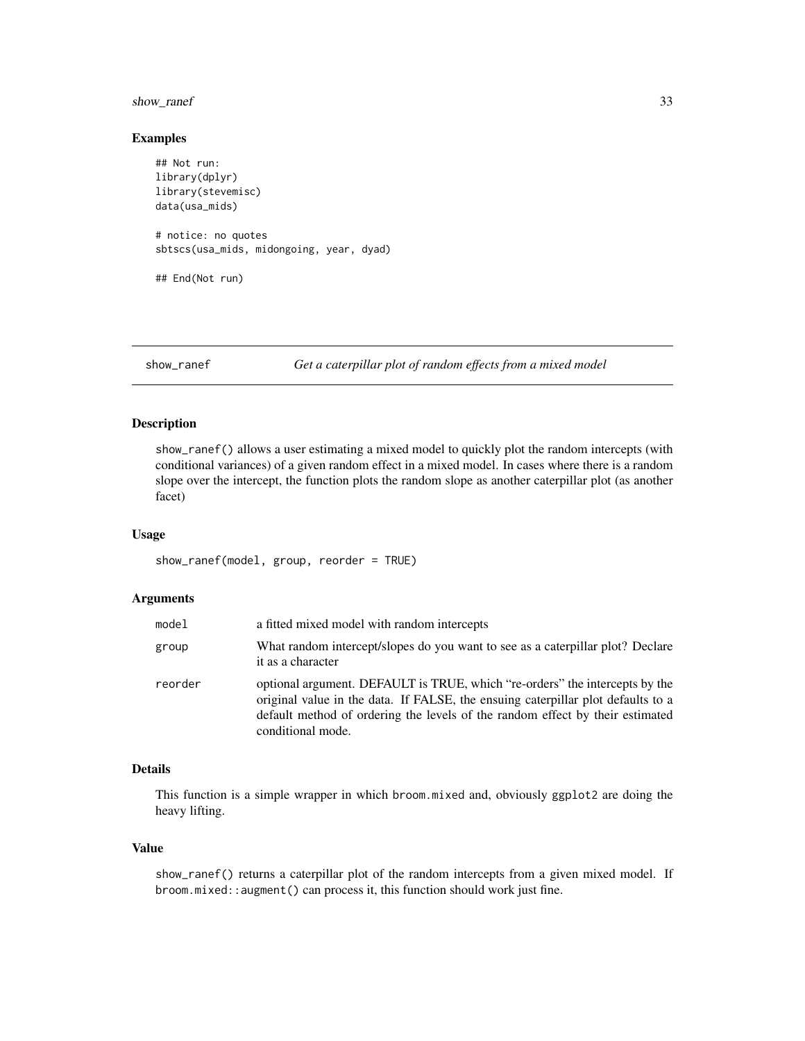## Examples

```
## Not run:
library(dplyr)
library(stevemisc)
data(usa_mids)

# notice: no quotes
sbtscs(usa_mids, midongoing, year, dyad)

## End(Not run)
```

---

# show_ranef *Get a caterpillar plot of random effects from a mixed model*

---

## Description

show_ranef() allows a user estimating a mixed model to quickly plot the random intercepts (with conditional variances) of a given random effect in a mixed model. In cases where there is a random slope over the intercept, the function plots the random slope as another caterpillar plot (as another facet)

## Usage

```
show_ranef(model, group, reorder = TRUE)
```

## Arguments

| | |
|---|---|
| model | a fitted mixed model with random intercepts |
| group | What random intercept/slopes do you want to see as a caterpillar plot? Declare it as a character |
| reorder | optional argument. DEFAULT is TRUE, which "re-orders" the intercepts by the original value in the data. If FALSE, the ensuing caterpillar plot defaults to a default method of ordering the levels of the random effect by their estimated conditional mode. |

## Details

This function is a simple wrapper in which broom.mixed and, obviously ggplot2 are doing the heavy lifting.

## Value

show_ranef() returns a caterpillar plot of the random intercepts from a given mixed model. If broom.mixed::augment() can process it, this function should work just fine.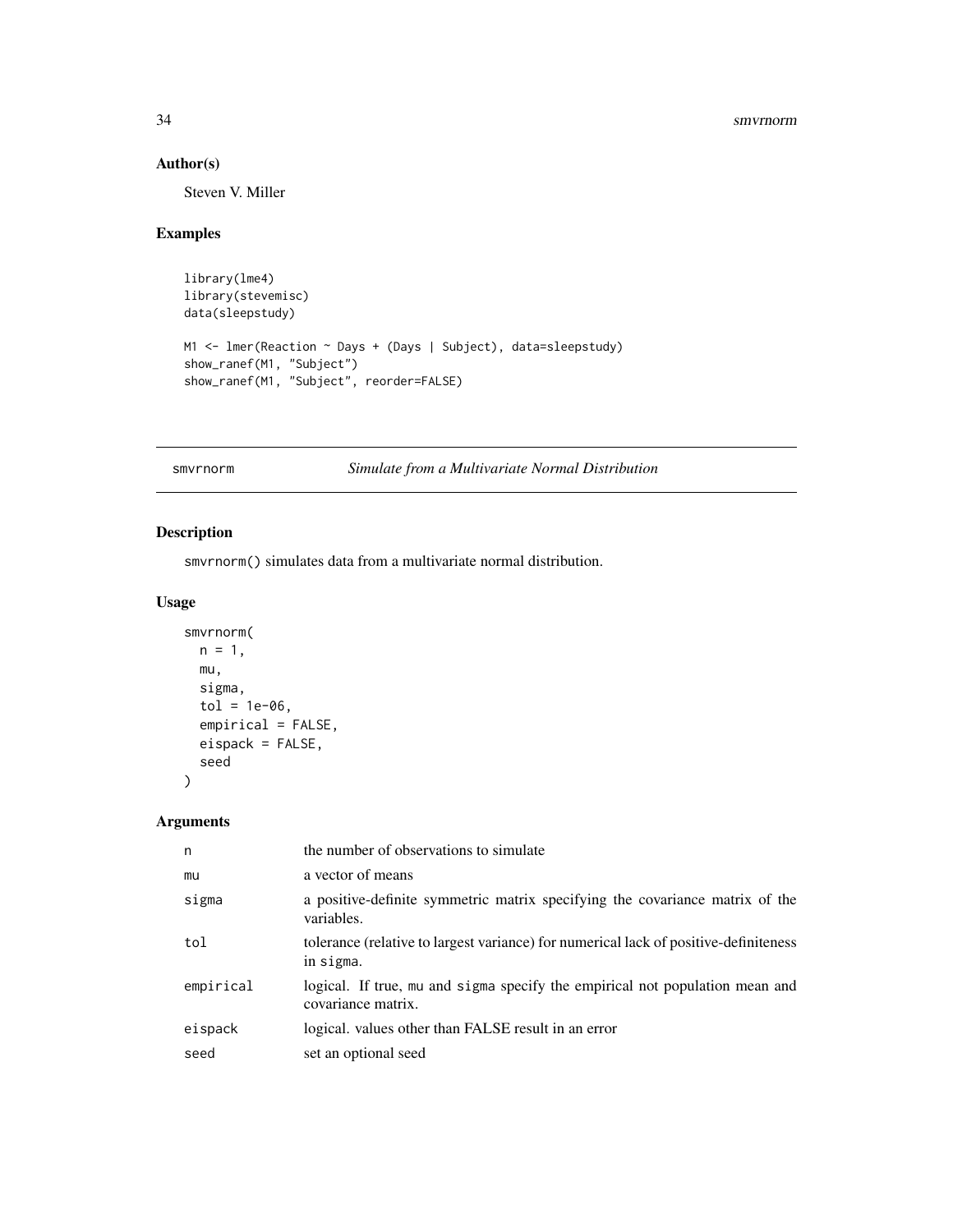## Author(s)

Steven V. Miller

## Examples

```
library(lme4)
library(stevemisc)
data(sleepstudy)

M1 <- lmer(Reaction ~ Days + (Days | Subject), data=sleepstudy)
show_ranef(M1, "Subject")
show_ranef(M1, "Subject", reorder=FALSE)
```

---

# smvrnorm — *Simulate from a Multivariate Normal Distribution*

## Description

smvrnorm() simulates data from a multivariate normal distribution.

## Usage

```
smvrnorm(
  n = 1,
  mu,
  sigma,
  tol = 1e-06,
  empirical = FALSE,
  eispack = FALSE,
  seed
)
```

## Arguments

| | |
|---|---|
| n | the number of observations to simulate |
| mu | a vector of means |
| sigma | a positive-definite symmetric matrix specifying the covariance matrix of the variables. |
| tol | tolerance (relative to largest variance) for numerical lack of positive-definiteness in sigma. |
| empirical | logical. If true, mu and sigma specify the empirical not population mean and covariance matrix. |
| eispack | logical. values other than FALSE result in an error |
| seed | set an optional seed |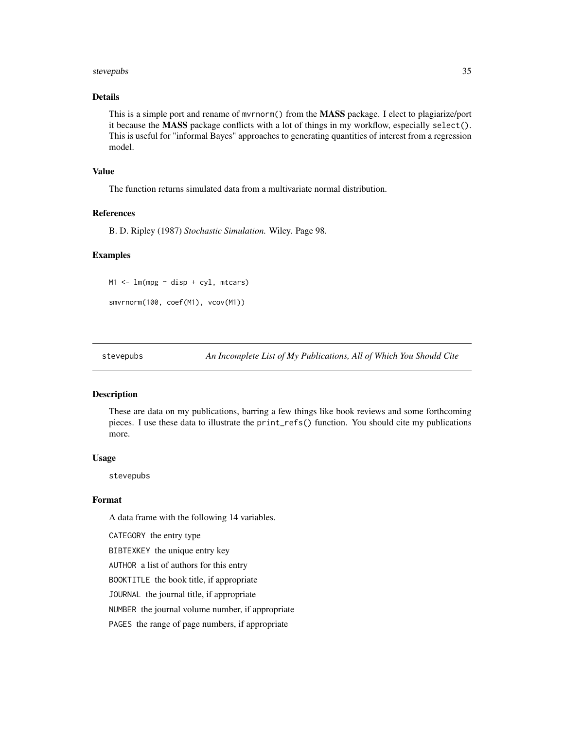### Details

This is a simple port and rename of `mvrnorm()` from the **MASS** package. I elect to plagiarize/port it because the **MASS** package conflicts with a lot of things in my workflow, especially `select()`. This is useful for "informal Bayes" approaches to generating quantities of interest from a regression model.

### Value

The function returns simulated data from a multivariate normal distribution.

### References

B. D. Ripley (1987) *Stochastic Simulation.* Wiley. Page 98.

### Examples

```
M1 <- lm(mpg ~ disp + cyl, mtcars)

smvrnorm(100, coef(M1), vcov(M1))
```

---

## stevepubs — *An Incomplete List of My Publications, All of Which You Should Cite*

---

### Description

These are data on my publications, barring a few things like book reviews and some forthcoming pieces. I use these data to illustrate the `print_refs()` function. You should cite my publications more.

### Usage

```
stevepubs
```

### Format

A data frame with the following 14 variables.

- `CATEGORY` the entry type
- `BIBTEXKEY` the unique entry key
- `AUTHOR` a list of authors for this entry
- `BOOKTITLE` the book title, if appropriate
- `JOURNAL` the journal title, if appropriate
- `NUMBER` the journal volume number, if appropriate
- `PAGES` the range of page numbers, if appropriate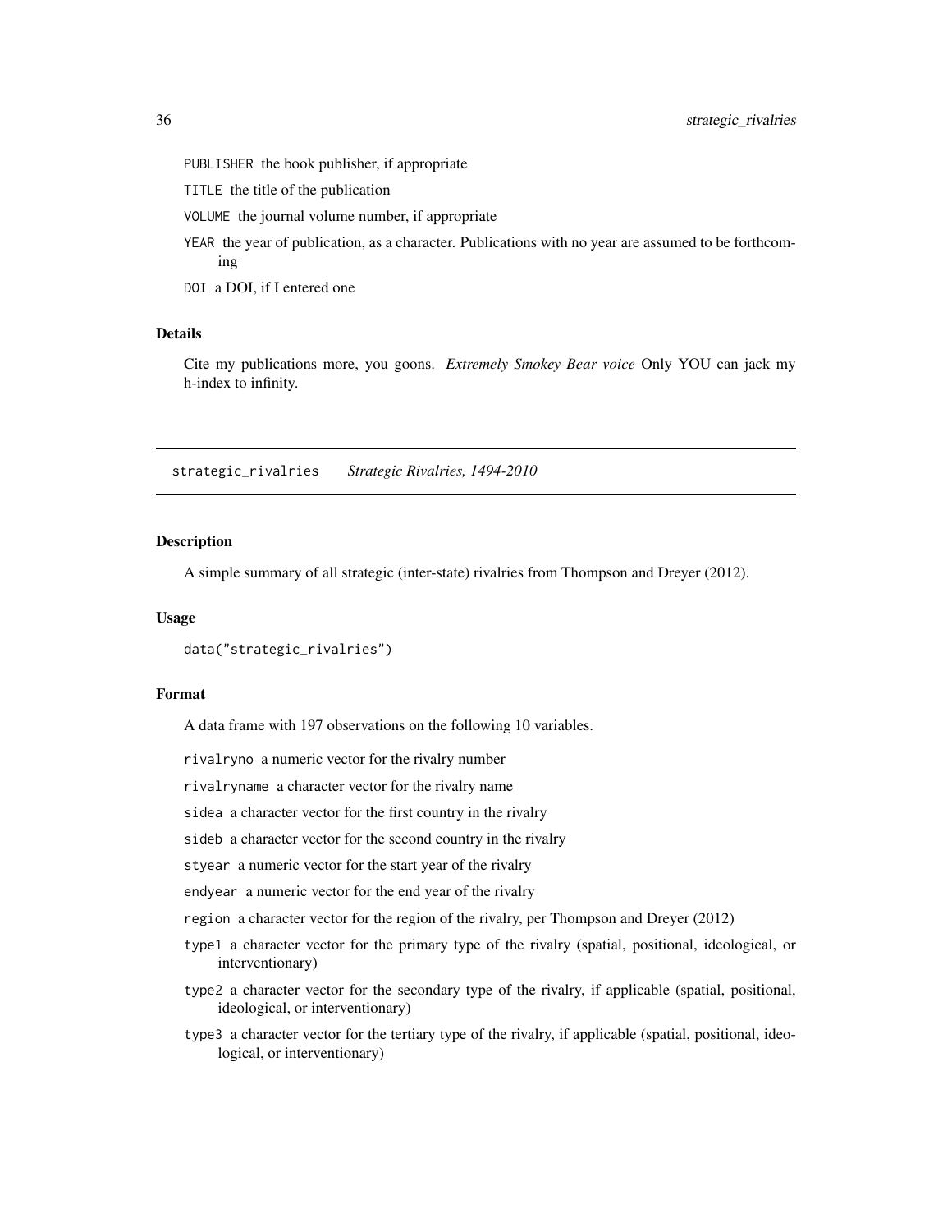PUBLISHER the book publisher, if appropriate

TITLE the title of the publication

VOLUME the journal volume number, if appropriate

YEAR the year of publication, as a character. Publications with no year are assumed to be forthcoming

DOI a DOI, if I entered one

### Details

Cite my publications more, you goons. *Extremely Smokey Bear voice* Only YOU can jack my h-index to infinity.

## strategic_rivalries *Strategic Rivalries, 1494-2010*

### Description

A simple summary of all strategic (inter-state) rivalries from Thompson and Dreyer (2012).

### Usage

```
data("strategic_rivalries")
```

### Format

A data frame with 197 observations on the following 10 variables.

rivalryno a numeric vector for the rivalry number

rivalryname a character vector for the rivalry name

sidea a character vector for the first country in the rivalry

sideb a character vector for the second country in the rivalry

styear a numeric vector for the start year of the rivalry

endyear a numeric vector for the end year of the rivalry

region a character vector for the region of the rivalry, per Thompson and Dreyer (2012)

type1 a character vector for the primary type of the rivalry (spatial, positional, ideological, or interventionary)

type2 a character vector for the secondary type of the rivalry, if applicable (spatial, positional, ideological, or interventionary)

type3 a character vector for the tertiary type of the rivalry, if applicable (spatial, positional, ideological, or interventionary)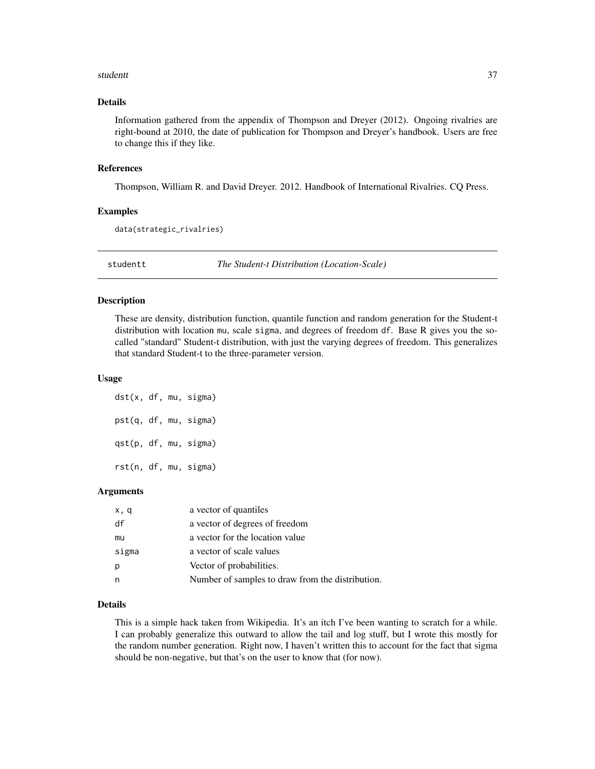### Details

Information gathered from the appendix of Thompson and Dreyer (2012). Ongoing rivalries are right-bound at 2010, the date of publication for Thompson and Dreyer's handbook. Users are free to change this if they like.

### References

Thompson, William R. and David Dreyer. 2012. Handbook of International Rivalries. CQ Press.

### Examples

```
data(strategic_rivalries)
```

---

## studentt — *The Student-t Distribution (Location-Scale)*

---

### Description

These are density, distribution function, quantile function and random generation for the Student-t distribution with location `mu`, scale `sigma`, and degrees of freedom `df`. Base R gives you the so-called "standard" Student-t distribution, with just the varying degrees of freedom. This generalizes that standard Student-t to the three-parameter version.

### Usage

```
dst(x, df, mu, sigma)

pst(q, df, mu, sigma)

qst(p, df, mu, sigma)

rst(n, df, mu, sigma)
```

### Arguments

| | |
|---|---|
| x, q | a vector of quantiles |
| df | a vector of degrees of freedom |
| mu | a vector for the location value |
| sigma | a vector of scale values |
| p | Vector of probabilities. |
| n | Number of samples to draw from the distribution. |

### Details

This is a simple hack taken from Wikipedia. It's an itch I've been wanting to scratch for a while. I can probably generalize this outward to allow the tail and log stuff, but I wrote this mostly for the random number generation. Right now, I haven't written this to account for the fact that sigma should be non-negative, but that's on the user to know that (for now).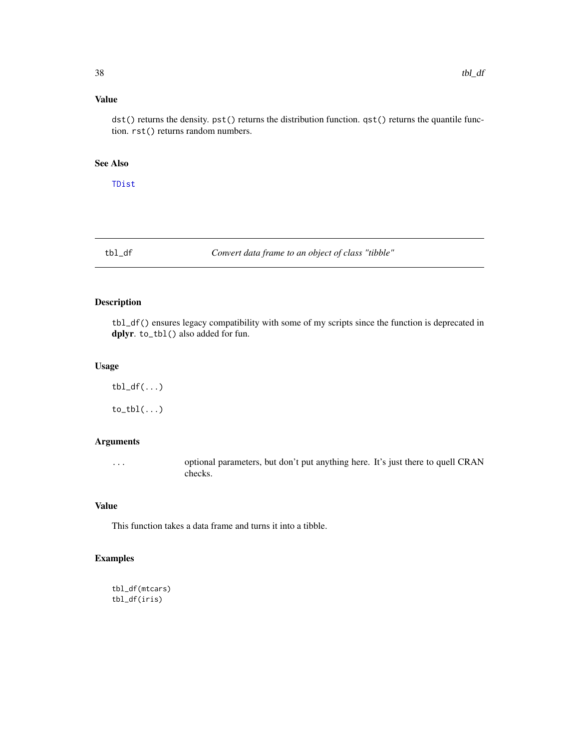## Value

`dst()` returns the density. `pst()` returns the distribution function. `qst()` returns the quantile function. `rst()` returns random numbers.

## See Also

TDist

---

# tbl_df — *Convert data frame to an object of class "tibble"*

---

## Description

`tbl_df()` ensures legacy compatibility with some of my scripts since the function is deprecated in **dplyr**. `to_tbl()` also added for fun.

## Usage

```
tbl_df(...)

to_tbl(...)
```

## Arguments

| | |
|---|---|
| `...` | optional parameters, but don't put anything here. It's just there to quell CRAN checks. |

## Value

This function takes a data frame and turns it into a tibble.

## Examples

```
tbl_df(mtcars)
tbl_df(iris)
```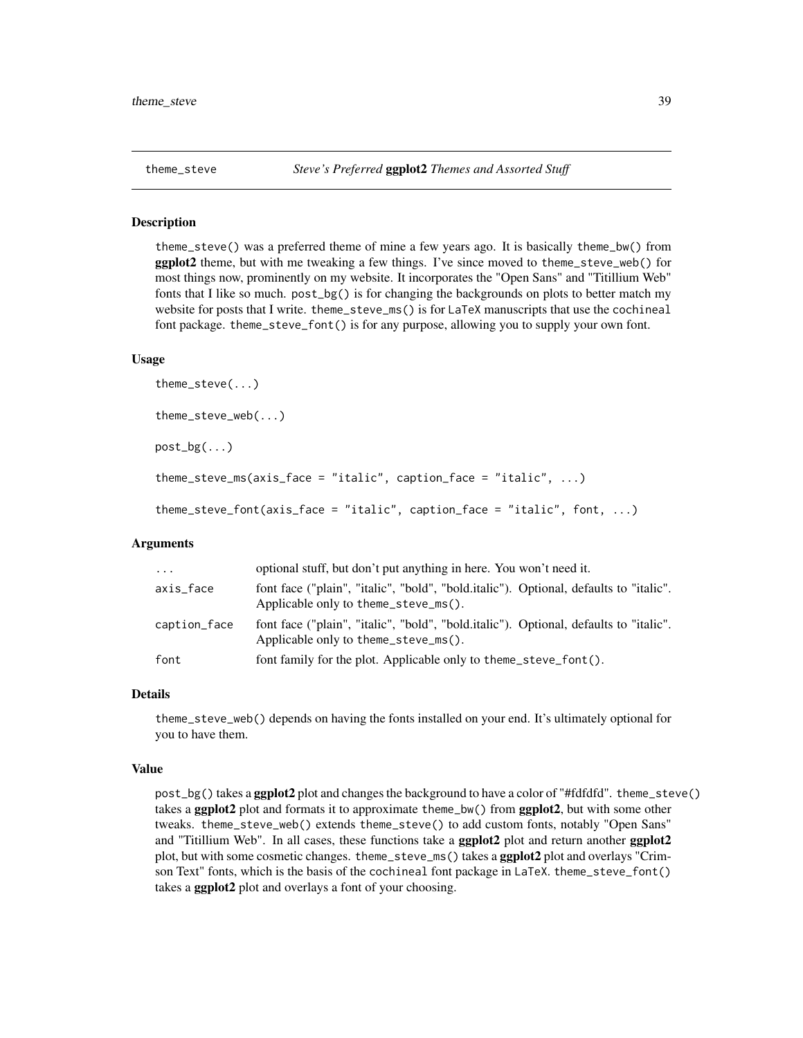# theme_steve *Steve's Preferred* **ggplot2** *Themes and Assorted Stuff*

## Description

theme_steve() was a preferred theme of mine a few years ago. It is basically theme_bw() from **ggplot2** theme, but with me tweaking a few things. I've since moved to theme_steve_web() for most things now, prominently on my website. It incorporates the "Open Sans" and "Titillium Web" fonts that I like so much. post_bg() is for changing the backgrounds on plots to better match my website for posts that I write. theme_steve_ms() is for LaTeX manuscripts that use the cochineal font package. theme_steve_font() is for any purpose, allowing you to supply your own font.

## Usage

```
theme_steve(...)

theme_steve_web(...)

post_bg(...)

theme_steve_ms(axis_face = "italic", caption_face = "italic", ...)

theme_steve_font(axis_face = "italic", caption_face = "italic", font, ...)
```

## Arguments

| | |
|---|---|
| ... | optional stuff, but don't put anything in here. You won't need it. |
| axis_face | font face ("plain", "italic", "bold", "bold.italic"). Optional, defaults to "italic". Applicable only to theme_steve_ms(). |
| caption_face | font face ("plain", "italic", "bold", "bold.italic"). Optional, defaults to "italic". Applicable only to theme_steve_ms(). |
| font | font family for the plot. Applicable only to theme_steve_font(). |

## Details

theme_steve_web() depends on having the fonts installed on your end. It's ultimately optional for you to have them.

## Value

post_bg() takes a **ggplot2** plot and changes the background to have a color of "#fdfdfd". theme_steve() takes a **ggplot2** plot and formats it to approximate theme_bw() from **ggplot2**, but with some other tweaks. theme_steve_web() extends theme_steve() to add custom fonts, notably "Open Sans" and "Titillium Web". In all cases, these functions take a **ggplot2** plot and return another **ggplot2** plot, but with some cosmetic changes. theme_steve_ms() takes a **ggplot2** plot and overlays "Crimson Text" fonts, which is the basis of the cochineal font package in LaTeX. theme_steve_font() takes a **ggplot2** plot and overlays a font of your choosing.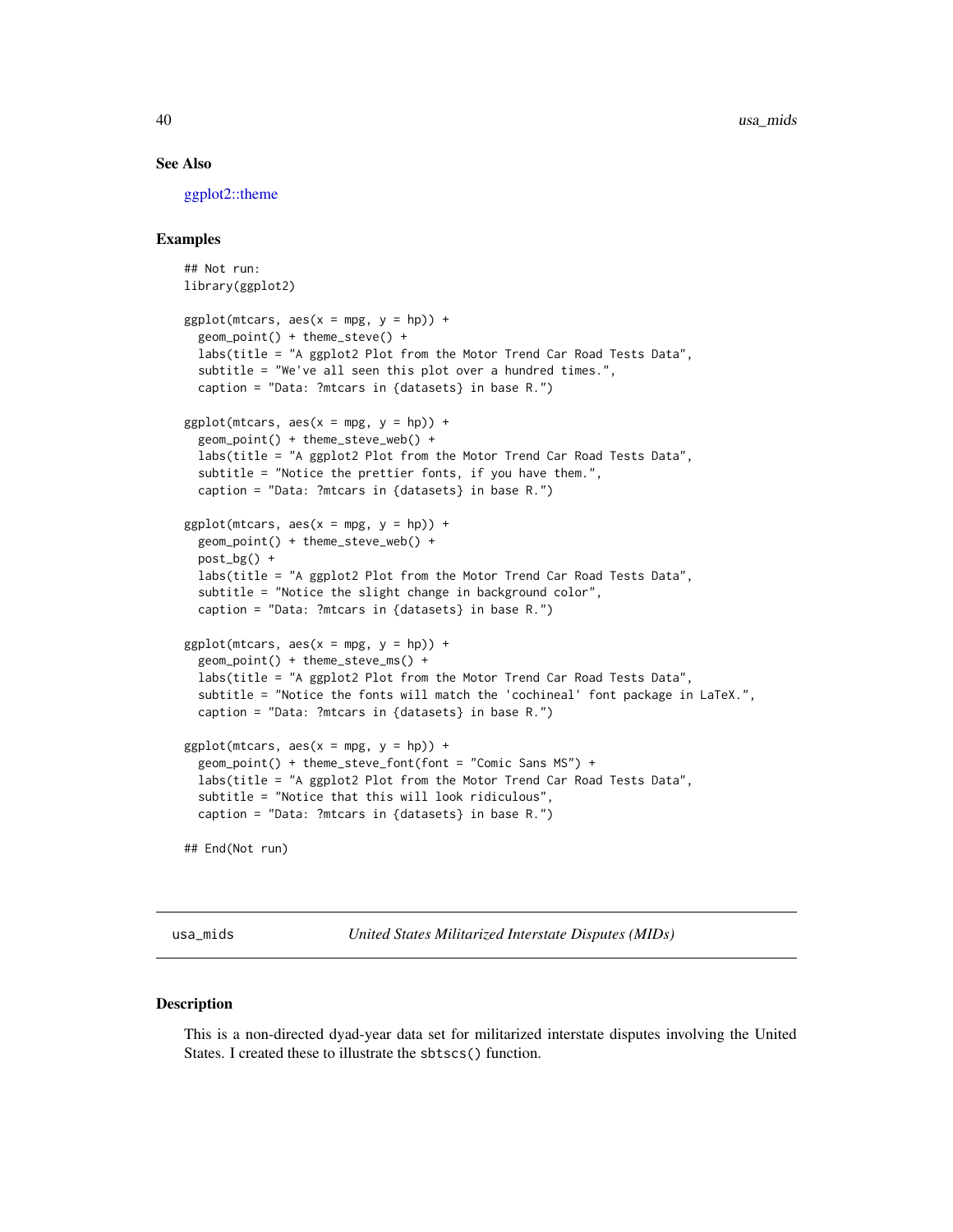## See Also

ggplot2::theme

## Examples

```
## Not run:
library(ggplot2)

ggplot(mtcars, aes(x = mpg, y = hp)) +
  geom_point() + theme_steve() +
  labs(title = "A ggplot2 Plot from the Motor Trend Car Road Tests Data",
  subtitle = "We've all seen this plot over a hundred times.",
  caption = "Data: ?mtcars in {datasets} in base R.")

ggplot(mtcars, aes(x = mpg, y = hp)) +
  geom_point() + theme_steve_web() +
  labs(title = "A ggplot2 Plot from the Motor Trend Car Road Tests Data",
  subtitle = "Notice the prettier fonts, if you have them.",
  caption = "Data: ?mtcars in {datasets} in base R.")

ggplot(mtcars, aes(x = mpg, y = hp)) +
  geom_point() + theme_steve_web() +
  post_bg() +
  labs(title = "A ggplot2 Plot from the Motor Trend Car Road Tests Data",
  subtitle = "Notice the slight change in background color",
  caption = "Data: ?mtcars in {datasets} in base R.")

ggplot(mtcars, aes(x = mpg, y = hp)) +
  geom_point() + theme_steve_ms() +
  labs(title = "A ggplot2 Plot from the Motor Trend Car Road Tests Data",
  subtitle = "Notice the fonts will match the 'cochineal' font package in LaTeX.",
  caption = "Data: ?mtcars in {datasets} in base R.")

ggplot(mtcars, aes(x = mpg, y = hp)) +
  geom_point() + theme_steve_font(font = "Comic Sans MS") +
  labs(title = "A ggplot2 Plot from the Motor Trend Car Road Tests Data",
  subtitle = "Notice that this will look ridiculous",
  caption = "Data: ?mtcars in {datasets} in base R.")

## End(Not run)
```

---

`usa_mids` *United States Militarized Interstate Disputes (MIDs)*

---

## Description

This is a non-directed dyad-year data set for militarized interstate disputes involving the United States. I created these to illustrate the `sbtscs()` function.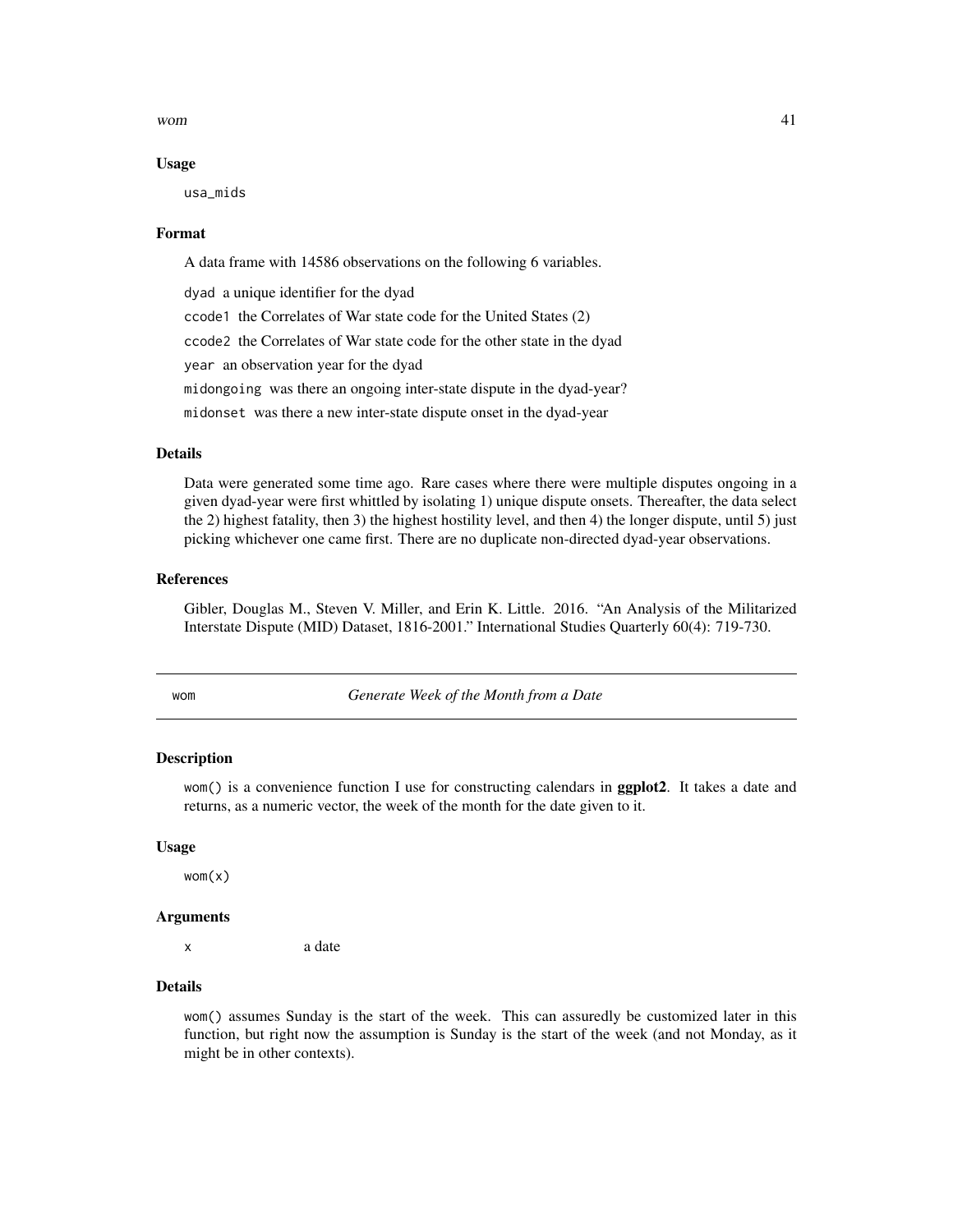### Usage

```
usa_mids
```

### Format

A data frame with 14586 observations on the following 6 variables.

`dyad` a unique identifier for the dyad

`ccode1` the Correlates of War state code for the United States (2)

`ccode2` the Correlates of War state code for the other state in the dyad

`year` an observation year for the dyad

`midongoing` was there an ongoing inter-state dispute in the dyad-year?

`midonset` was there a new inter-state dispute onset in the dyad-year

### Details

Data were generated some time ago. Rare cases where there were multiple disputes ongoing in a given dyad-year were first whittled by isolating 1) unique dispute onsets. Thereafter, the data select the 2) highest fatality, then 3) the highest hostility level, and then 4) the longer dispute, until 5) just picking whichever one came first. There are no duplicate non-directed dyad-year observations.

### References

Gibler, Douglas M., Steven V. Miller, and Erin K. Little. 2016. "An Analysis of the Militarized Interstate Dispute (MID) Dataset, 1816-2001." International Studies Quarterly 60(4): 719-730.

---

## wom — *Generate Week of the Month from a Date*

### Description

`wom()` is a convenience function I use for constructing calendars in **ggplot2**. It takes a date and returns, as a numeric vector, the week of the month for the date given to it.

### Usage

```
wom(x)
```

### Arguments

`x` a date

### Details

`wom()` assumes Sunday is the start of the week. This can assuredly be customized later in this function, but right now the assumption is Sunday is the start of the week (and not Monday, as it might be in other contexts).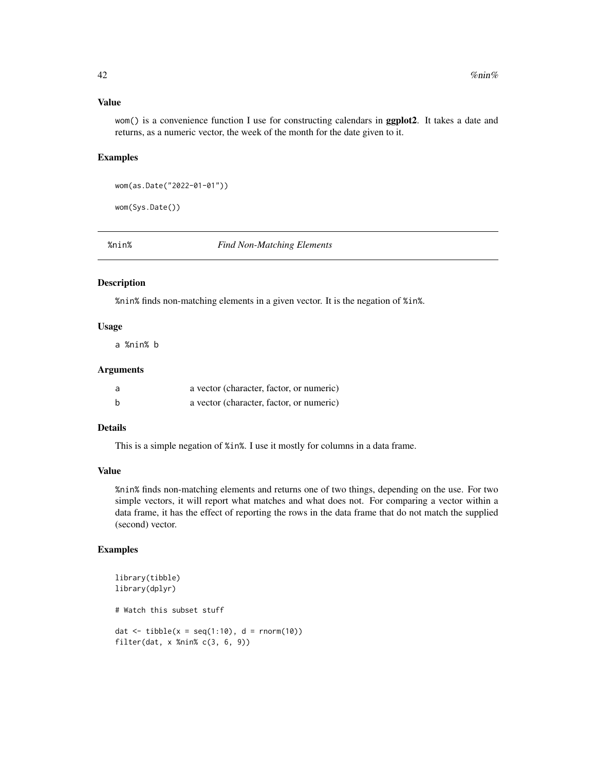### Value

`wom()` is a convenience function I use for constructing calendars in **ggplot2**. It takes a date and returns, as a numeric vector, the week of the month for the date given to it.

### Examples

```
wom(as.Date("2022-01-01"))

wom(Sys.Date())
```

---

## %nin% *Find Non-Matching Elements*

---

### Description

`%nin%` finds non-matching elements in a given vector. It is the negation of `%in%`.

### Usage

```
a %nin% b
```

### Arguments

| | |
|---|---|
| a | a vector (character, factor, or numeric) |
| b | a vector (character, factor, or numeric) |

### Details

This is a simple negation of `%in%`. I use it mostly for columns in a data frame.

### Value

`%nin%` finds non-matching elements and returns one of two things, depending on the use. For two simple vectors, it will report what matches and what does not. For comparing a vector within a data frame, it has the effect of reporting the rows in the data frame that do not match the supplied (second) vector.

### Examples

```
library(tibble)
library(dplyr)

# Watch this subset stuff

dat <- tibble(x = seq(1:10), d = rnorm(10))
filter(dat, x %nin% c(3, 6, 9))
```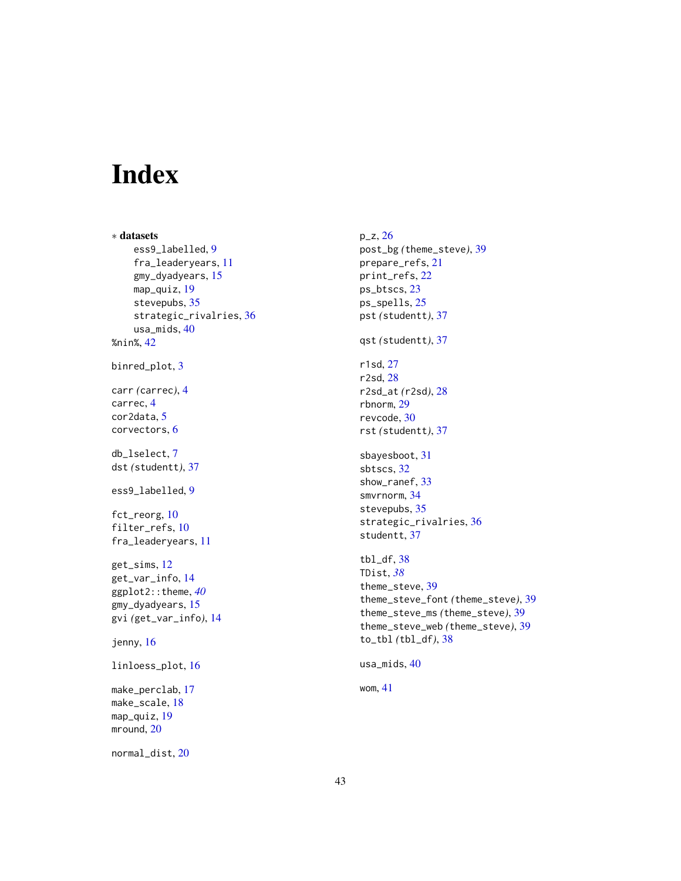# Index

∗ **datasets**
  - ess9_labelled, 9
  - fra_leaderyears, 11
  - gmy_dyadyears, 15
  - map_quiz, 19
  - stevepubs, 35
  - strategic_rivalries, 36
  - usa_mids, 40

%nin%, 42

binred_plot, 3

carr (carrec), 4
carrec, 4
cor2data, 5
corvectors, 6

db_lselect, 7
dst (studentt), 37

ess9_labelled, 9

fct_reorg, 10
filter_refs, 10
fra_leaderyears, 11

get_sims, 12
get_var_info, 14
ggplot2::theme, *40*
gmy_dyadyears, 15
gvi (get_var_info), 14

jenny, 16

linloess_plot, 16

make_perclab, 17
make_scale, 18
map_quiz, 19
mround, 20

normal_dist, 20

p_z, 26
post_bg (theme_steve), 39
prepare_refs, 21
print_refs, 22
ps_btscs, 23
ps_spells, 25
pst (studentt), 37

qst (studentt), 37

r1sd, 27
r2sd, 28
r2sd_at (r2sd), 28
rbnorm, 29
revcode, 30
rst (studentt), 37

sbayesboot, 31
sbtscs, 32
show_ranef, 33
smvrnorm, 34
stevepubs, 35
strategic_rivalries, 36
studentt, 37

tbl_df, 38
TDist, *38*
theme_steve, 39
theme_steve_font (theme_steve), 39
theme_steve_ms (theme_steve), 39
theme_steve_web (theme_steve), 39
to_tbl (tbl_df), 38

usa_mids, 40

wom, 41